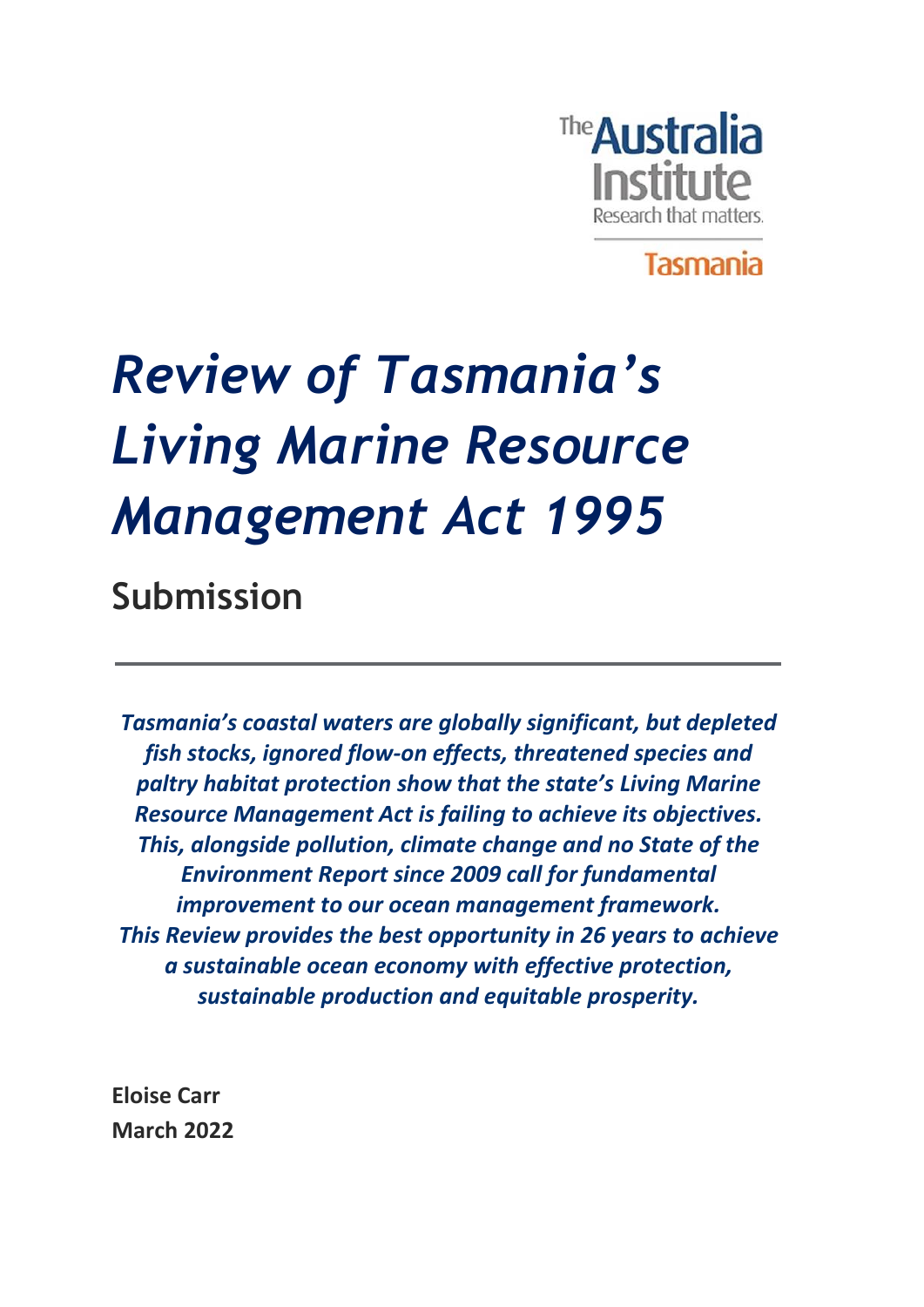The Australia Institute
Research that matters.
Tasmania

# *Review of Tasmania's Living Marine Resource Management Act 1995*

## Submission

***Tasmania's coastal waters are globally significant, but depleted fish stocks, ignored flow-on effects, threatened species and paltry habitat protection show that the state's Living Marine Resource Management Act is failing to achieve its objectives. This, alongside pollution, climate change and no State of the Environment Report since 2009 call for fundamental improvement to our ocean management framework. This Review provides the best opportunity in 26 years to achieve a sustainable ocean economy with effective protection, sustainable production and equitable prosperity.***

**Eloise Carr**
**March 2022**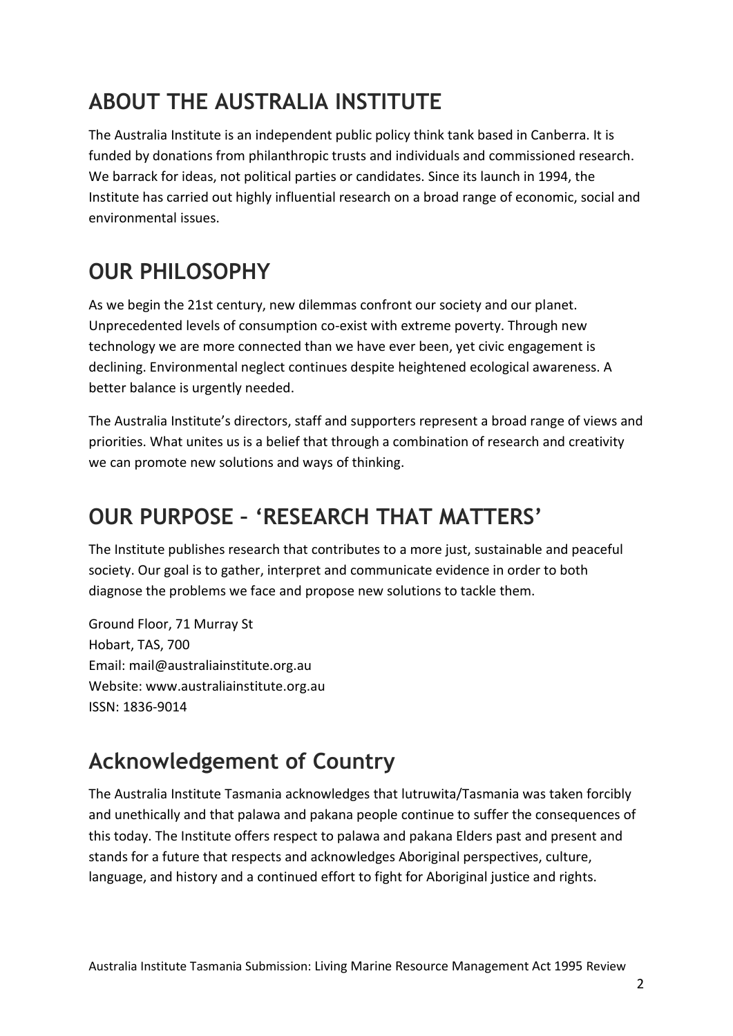## ABOUT THE AUSTRALIA INSTITUTE

The Australia Institute is an independent public policy think tank based in Canberra. It is funded by donations from philanthropic trusts and individuals and commissioned research. We barrack for ideas, not political parties or candidates. Since its launch in 1994, the Institute has carried out highly influential research on a broad range of economic, social and environmental issues.

## OUR PHILOSOPHY

As we begin the 21st century, new dilemmas confront our society and our planet. Unprecedented levels of consumption co-exist with extreme poverty. Through new technology we are more connected than we have ever been, yet civic engagement is declining. Environmental neglect continues despite heightened ecological awareness. A better balance is urgently needed.

The Australia Institute's directors, staff and supporters represent a broad range of views and priorities. What unites us is a belief that through a combination of research and creativity we can promote new solutions and ways of thinking.

## OUR PURPOSE – 'RESEARCH THAT MATTERS'

The Institute publishes research that contributes to a more just, sustainable and peaceful society. Our goal is to gather, interpret and communicate evidence in order to both diagnose the problems we face and propose new solutions to tackle them.

Ground Floor, 71 Murray St
Hobart, TAS, 700
Email: mail@australiainstitute.org.au
Website: www.australiainstitute.org.au
ISSN: 1836-9014

## Acknowledgement of Country

The Australia Institute Tasmania acknowledges that lutruwita/Tasmania was taken forcibly and unethically and that palawa and pakana people continue to suffer the consequences of this today. The Institute offers respect to palawa and pakana Elders past and present and stands for a future that respects and acknowledges Aboriginal perspectives, culture, language, and history and a continued effort to fight for Aboriginal justice and rights.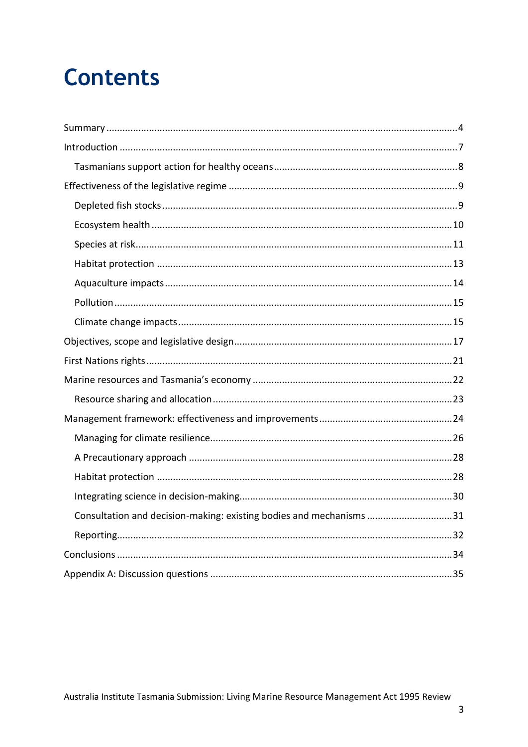# Contents

- Summary ..... 4
- Introduction ..... 7
  - Tasmanians support action for healthy oceans ..... 8
- Effectiveness of the legislative regime ..... 9
  - Depleted fish stocks ..... 9
  - Ecosystem health ..... 10
  - Species at risk ..... 11
  - Habitat protection ..... 13
  - Aquaculture impacts ..... 14
  - Pollution ..... 15
  - Climate change impacts ..... 15
- Objectives, scope and legislative design ..... 17
- First Nations rights ..... 21
- Marine resources and Tasmania's economy ..... 22
  - Resource sharing and allocation ..... 23
- Management framework: effectiveness and improvements ..... 24
  - Managing for climate resilience ..... 26
  - A Precautionary approach ..... 28
  - Habitat protection ..... 28
  - Integrating science in decision-making ..... 30
  - Consultation and decision-making: existing bodies and mechanisms ..... 31
  - Reporting ..... 32
- Conclusions ..... 34
- Appendix A: Discussion questions ..... 35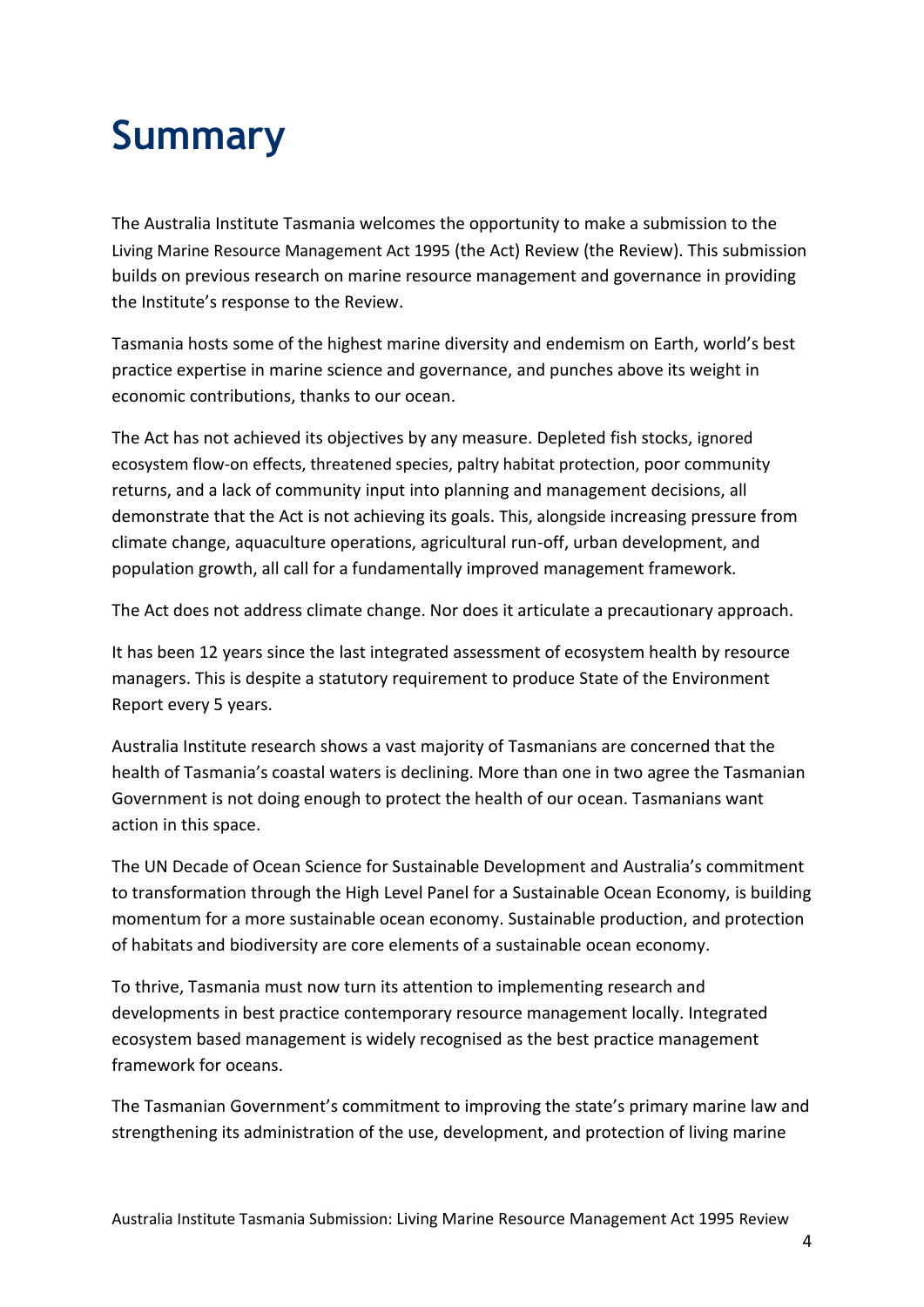# Summary

The Australia Institute Tasmania welcomes the opportunity to make a submission to the Living Marine Resource Management Act 1995 (the Act) Review (the Review). This submission builds on previous research on marine resource management and governance in providing the Institute's response to the Review.

Tasmania hosts some of the highest marine diversity and endemism on Earth, world's best practice expertise in marine science and governance, and punches above its weight in economic contributions, thanks to our ocean.

The Act has not achieved its objectives by any measure. Depleted fish stocks, ignored ecosystem flow-on effects, threatened species, paltry habitat protection, poor community returns, and a lack of community input into planning and management decisions, all demonstrate that the Act is not achieving its goals. This, alongside increasing pressure from climate change, aquaculture operations, agricultural run-off, urban development, and population growth, all call for a fundamentally improved management framework.

The Act does not address climate change. Nor does it articulate a precautionary approach.

It has been 12 years since the last integrated assessment of ecosystem health by resource managers. This is despite a statutory requirement to produce State of the Environment Report every 5 years.

Australia Institute research shows a vast majority of Tasmanians are concerned that the health of Tasmania's coastal waters is declining. More than one in two agree the Tasmanian Government is not doing enough to protect the health of our ocean. Tasmanians want action in this space.

The UN Decade of Ocean Science for Sustainable Development and Australia's commitment to transformation through the High Level Panel for a Sustainable Ocean Economy, is building momentum for a more sustainable ocean economy. Sustainable production, and protection of habitats and biodiversity are core elements of a sustainable ocean economy.

To thrive, Tasmania must now turn its attention to implementing research and developments in best practice contemporary resource management locally. Integrated ecosystem based management is widely recognised as the best practice management framework for oceans.

The Tasmanian Government's commitment to improving the state's primary marine law and strengthening its administration of the use, development, and protection of living marine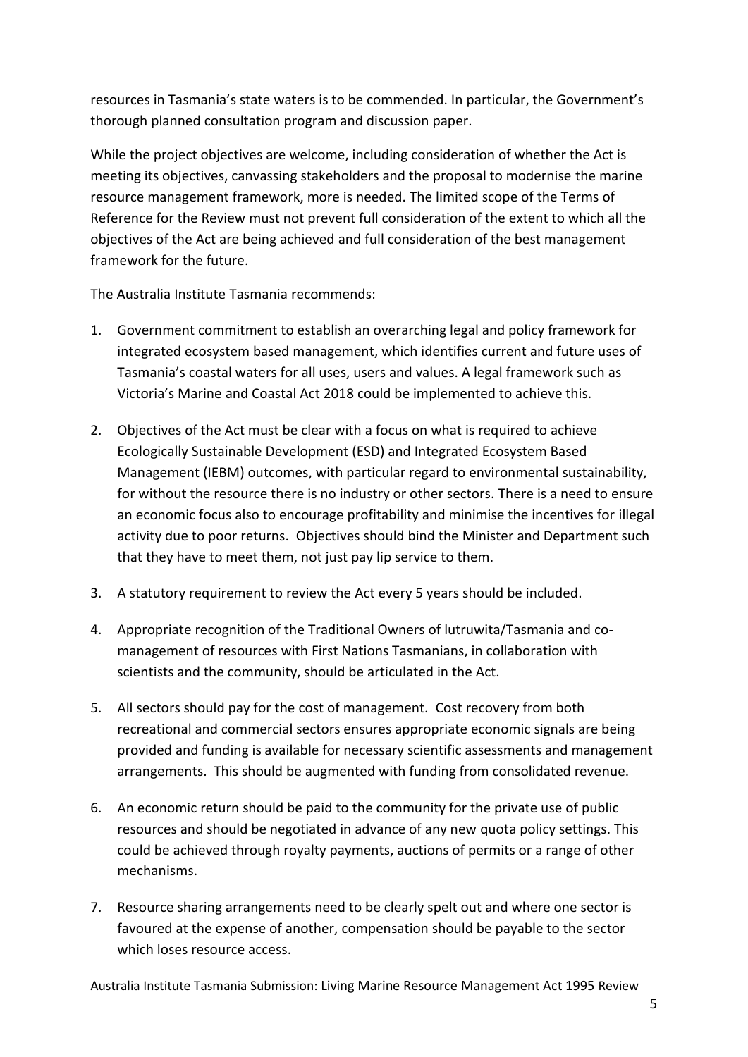resources in Tasmania's state waters is to be commended. In particular, the Government's thorough planned consultation program and discussion paper.

While the project objectives are welcome, including consideration of whether the Act is meeting its objectives, canvassing stakeholders and the proposal to modernise the marine resource management framework, more is needed. The limited scope of the Terms of Reference for the Review must not prevent full consideration of the extent to which all the objectives of the Act are being achieved and full consideration of the best management framework for the future.

The Australia Institute Tasmania recommends:

1. Government commitment to establish an overarching legal and policy framework for integrated ecosystem based management, which identifies current and future uses of Tasmania's coastal waters for all uses, users and values. A legal framework such as Victoria's Marine and Coastal Act 2018 could be implemented to achieve this.

2. Objectives of the Act must be clear with a focus on what is required to achieve Ecologically Sustainable Development (ESD) and Integrated Ecosystem Based Management (IEBM) outcomes, with particular regard to environmental sustainability, for without the resource there is no industry or other sectors. There is a need to ensure an economic focus also to encourage profitability and minimise the incentives for illegal activity due to poor returns. Objectives should bind the Minister and Department such that they have to meet them, not just pay lip service to them.

3. A statutory requirement to review the Act every 5 years should be included.

4. Appropriate recognition of the Traditional Owners of lutruwita/Tasmania and co-management of resources with First Nations Tasmanians, in collaboration with scientists and the community, should be articulated in the Act.

5. All sectors should pay for the cost of management. Cost recovery from both recreational and commercial sectors ensures appropriate economic signals are being provided and funding is available for necessary scientific assessments and management arrangements. This should be augmented with funding from consolidated revenue.

6. An economic return should be paid to the community for the private use of public resources and should be negotiated in advance of any new quota policy settings. This could be achieved through royalty payments, auctions of permits or a range of other mechanisms.

7. Resource sharing arrangements need to be clearly spelt out and where one sector is favoured at the expense of another, compensation should be payable to the sector which loses resource access.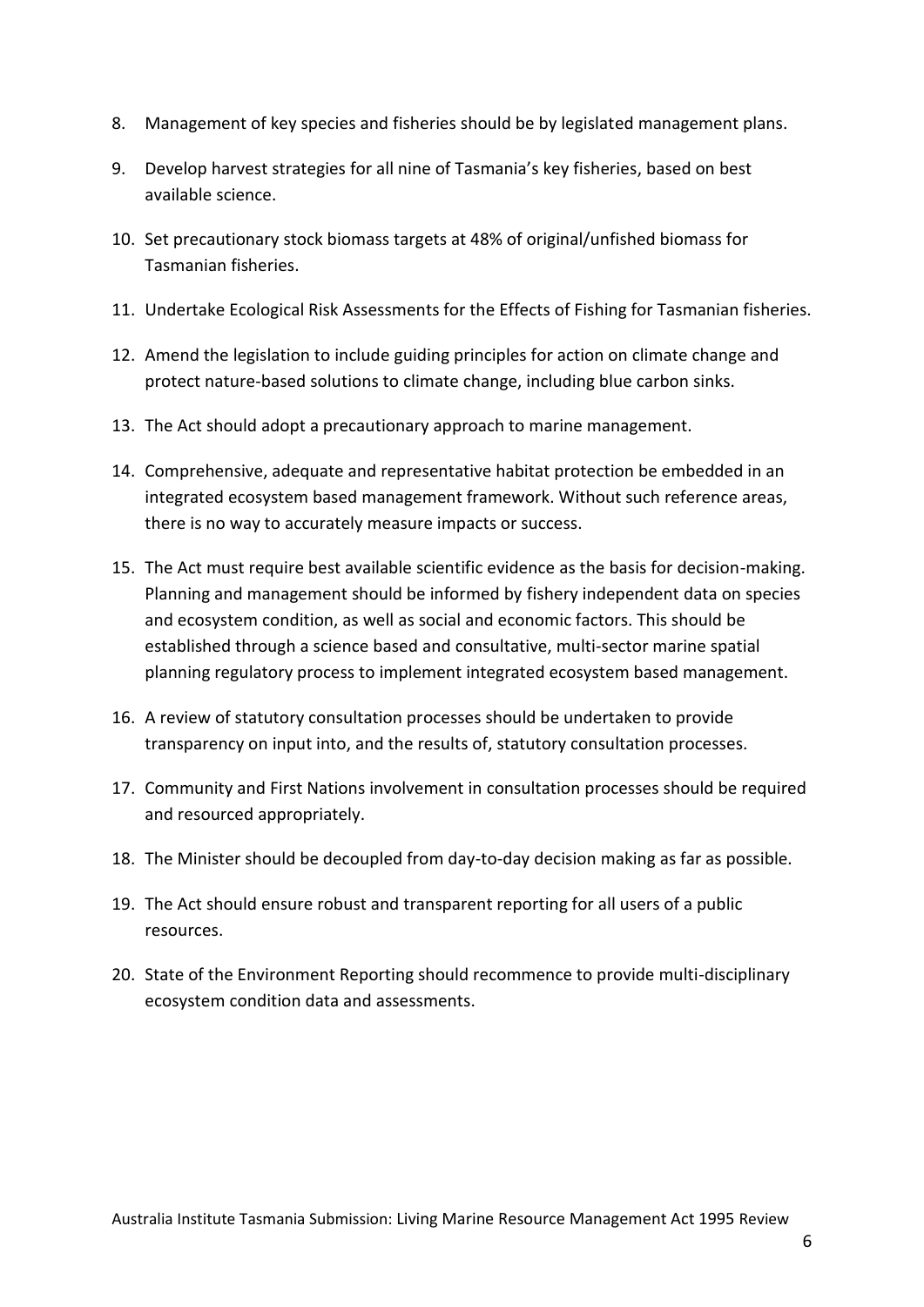8. Management of key species and fisheries should be by legislated management plans.
9. Develop harvest strategies for all nine of Tasmania's key fisheries, based on best available science.
10. Set precautionary stock biomass targets at 48% of original/unfished biomass for Tasmanian fisheries.
11. Undertake Ecological Risk Assessments for the Effects of Fishing for Tasmanian fisheries.
12. Amend the legislation to include guiding principles for action on climate change and protect nature-based solutions to climate change, including blue carbon sinks.
13. The Act should adopt a precautionary approach to marine management.
14. Comprehensive, adequate and representative habitat protection be embedded in an integrated ecosystem based management framework. Without such reference areas, there is no way to accurately measure impacts or success.
15. The Act must require best available scientific evidence as the basis for decision-making. Planning and management should be informed by fishery independent data on species and ecosystem condition, as well as social and economic factors. This should be established through a science based and consultative, multi-sector marine spatial planning regulatory process to implement integrated ecosystem based management.
16. A review of statutory consultation processes should be undertaken to provide transparency on input into, and the results of, statutory consultation processes.
17. Community and First Nations involvement in consultation processes should be required and resourced appropriately.
18. The Minister should be decoupled from day-to-day decision making as far as possible.
19. The Act should ensure robust and transparent reporting for all users of a public resources.
20. State of the Environment Reporting should recommence to provide multi-disciplinary ecosystem condition data and assessments.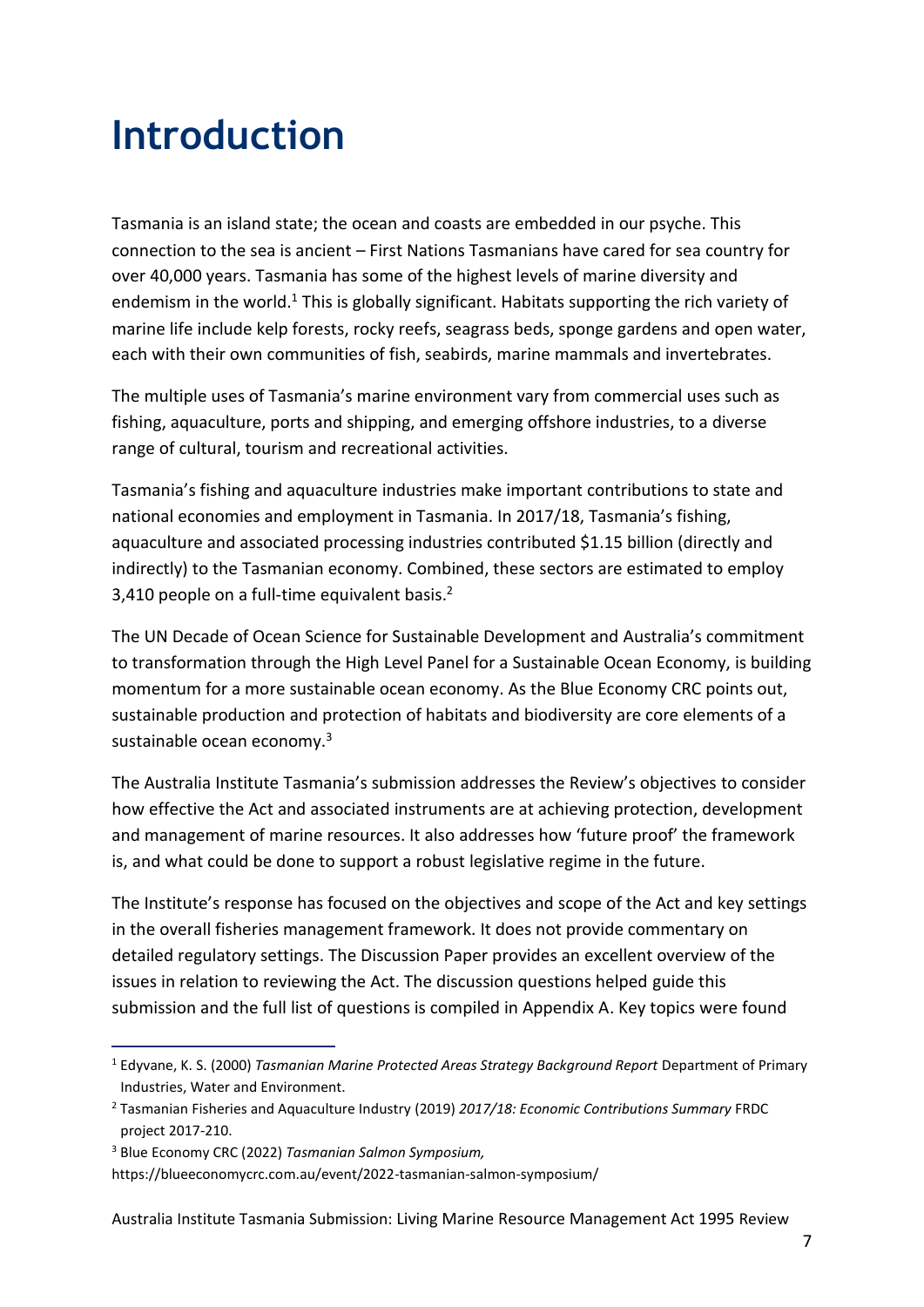# Introduction

Tasmania is an island state; the ocean and coasts are embedded in our psyche. This connection to the sea is ancient – First Nations Tasmanians have cared for sea country for over 40,000 years. Tasmania has some of the highest levels of marine diversity and endemism in the world.[1] This is globally significant. Habitats supporting the rich variety of marine life include kelp forests, rocky reefs, seagrass beds, sponge gardens and open water, each with their own communities of fish, seabirds, marine mammals and invertebrates.

The multiple uses of Tasmania's marine environment vary from commercial uses such as fishing, aquaculture, ports and shipping, and emerging offshore industries, to a diverse range of cultural, tourism and recreational activities.

Tasmania's fishing and aquaculture industries make important contributions to state and national economies and employment in Tasmania. In 2017/18, Tasmania's fishing, aquaculture and associated processing industries contributed $1.15 billion (directly and indirectly) to the Tasmanian economy. Combined, these sectors are estimated to employ 3,410 people on a full-time equivalent basis.[2]

The UN Decade of Ocean Science for Sustainable Development and Australia's commitment to transformation through the High Level Panel for a Sustainable Ocean Economy, is building momentum for a more sustainable ocean economy. As the Blue Economy CRC points out, sustainable production and protection of habitats and biodiversity are core elements of a sustainable ocean economy.[3]

The Australia Institute Tasmania's submission addresses the Review's objectives to consider how effective the Act and associated instruments are at achieving protection, development and management of marine resources. It also addresses how 'future proof' the framework is, and what could be done to support a robust legislative regime in the future.

The Institute's response has focused on the objectives and scope of the Act and key settings in the overall fisheries management framework. It does not provide commentary on detailed regulatory settings. The Discussion Paper provides an excellent overview of the issues in relation to reviewing the Act. The discussion questions helped guide this submission and the full list of questions is compiled in Appendix A. Key topics were found

---

[1] Edyvane, K. S. (2000) *Tasmanian Marine Protected Areas Strategy Background Report* Department of Primary Industries, Water and Environment.

[2] Tasmanian Fisheries and Aquaculture Industry (2019) *2017/18: Economic Contributions Summary* FRDC project 2017-210.

[3] Blue Economy CRC (2022) *Tasmanian Salmon Symposium,* https://blueeconomycrc.com.au/event/2022-tasmanian-salmon-symposium/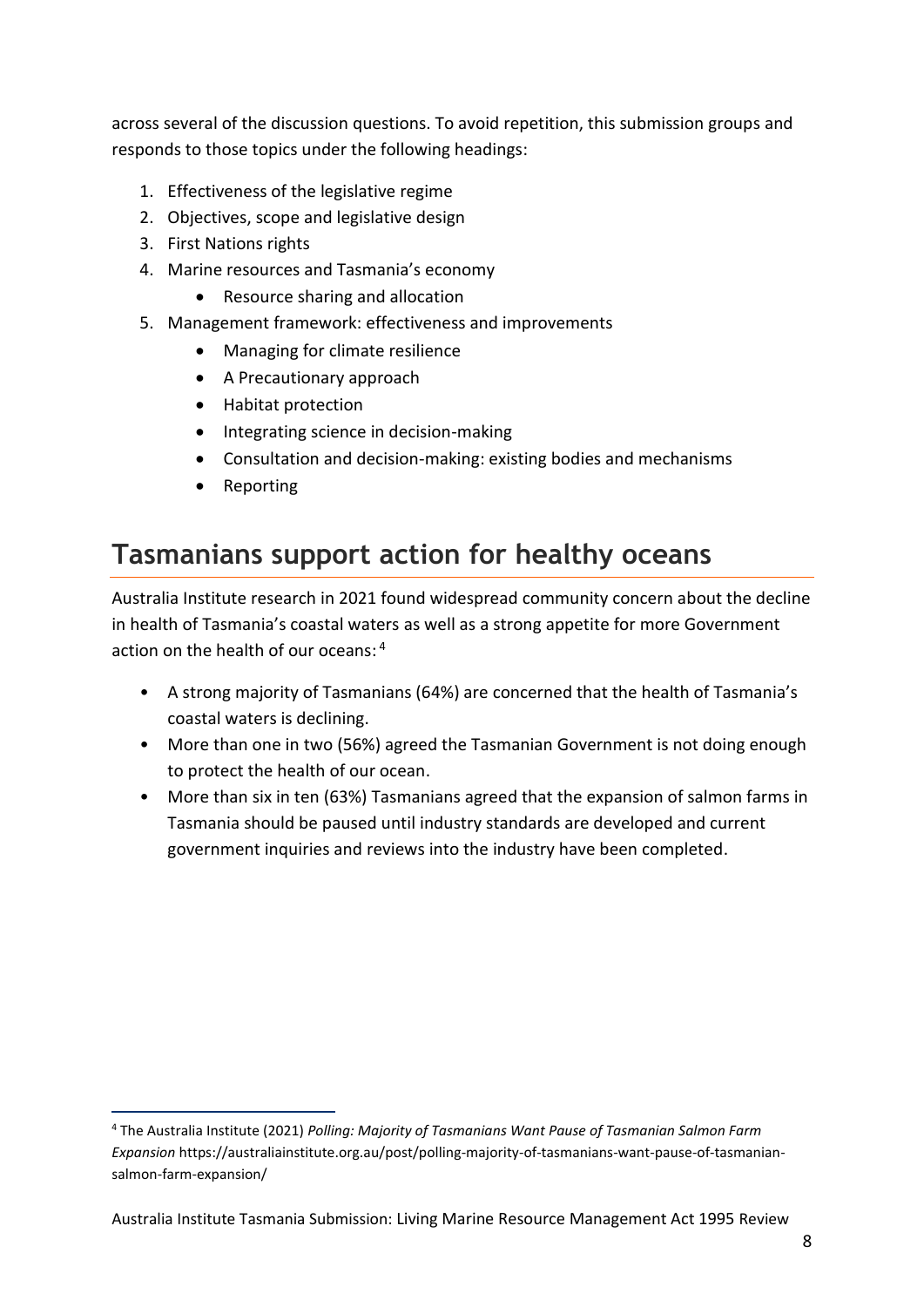across several of the discussion questions. To avoid repetition, this submission groups and responds to those topics under the following headings:

1. Effectiveness of the legislative regime
2. Objectives, scope and legislative design
3. First Nations rights
4. Marine resources and Tasmania's economy
    - Resource sharing and allocation
5. Management framework: effectiveness and improvements
    - Managing for climate resilience
    - A Precautionary approach
    - Habitat protection
    - Integrating science in decision-making
    - Consultation and decision-making: existing bodies and mechanisms
    - Reporting

## Tasmanians support action for healthy oceans

Australia Institute research in 2021 found widespread community concern about the decline in health of Tasmania's coastal waters as well as a strong appetite for more Government action on the health of our oceans: [4]

- A strong majority of Tasmanians (64%) are concerned that the health of Tasmania's coastal waters is declining.
- More than one in two (56%) agreed the Tasmanian Government is not doing enough to protect the health of our ocean.
- More than six in ten (63%) Tasmanians agreed that the expansion of salmon farms in Tasmania should be paused until industry standards are developed and current government inquiries and reviews into the industry have been completed.

---

[4] The Australia Institute (2021) *Polling: Majority of Tasmanians Want Pause of Tasmanian Salmon Farm Expansion* https://australiainstitute.org.au/post/polling-majority-of-tasmanians-want-pause-of-tasmanian-salmon-farm-expansion/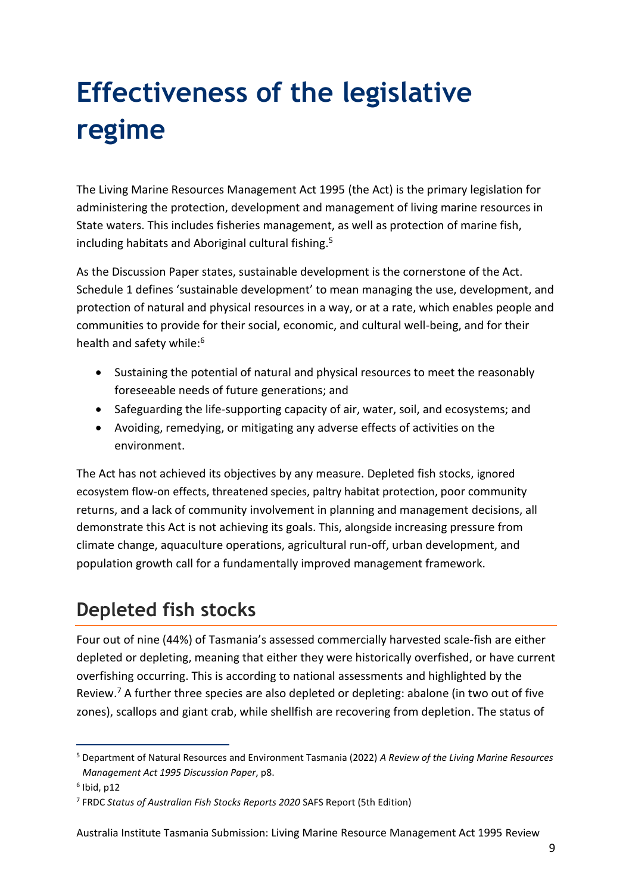# Effectiveness of the legislative regime

The Living Marine Resources Management Act 1995 (the Act) is the primary legislation for administering the protection, development and management of living marine resources in State waters. This includes fisheries management, as well as protection of marine fish, including habitats and Aboriginal cultural fishing.[5]

As the Discussion Paper states, sustainable development is the cornerstone of the Act. Schedule 1 defines 'sustainable development' to mean managing the use, development, and protection of natural and physical resources in a way, or at a rate, which enables people and communities to provide for their social, economic, and cultural well-being, and for their health and safety while:[6]

- Sustaining the potential of natural and physical resources to meet the reasonably foreseeable needs of future generations; and
- Safeguarding the life-supporting capacity of air, water, soil, and ecosystems; and
- Avoiding, remedying, or mitigating any adverse effects of activities on the environment.

The Act has not achieved its objectives by any measure. Depleted fish stocks, ignored ecosystem flow-on effects, threatened species, paltry habitat protection, poor community returns, and a lack of community involvement in planning and management decisions, all demonstrate this Act is not achieving its goals. This, alongside increasing pressure from climate change, aquaculture operations, agricultural run-off, urban development, and population growth call for a fundamentally improved management framework.

## Depleted fish stocks

Four out of nine (44%) of Tasmania's assessed commercially harvested scale-fish are either depleted or depleting, meaning that either they were historically overfished, or have current overfishing occurring. This is according to national assessments and highlighted by the Review.[7] A further three species are also depleted or depleting: abalone (in two out of five zones), scallops and giant crab, while shellfish are recovering from depletion. The status of

---

[5] Department of Natural Resources and Environment Tasmania (2022) *A Review of the Living Marine Resources Management Act 1995 Discussion Paper*, p8.

[6] Ibid, p12

[7] FRDC *Status of Australian Fish Stocks Reports 2020* SAFS Report (5th Edition)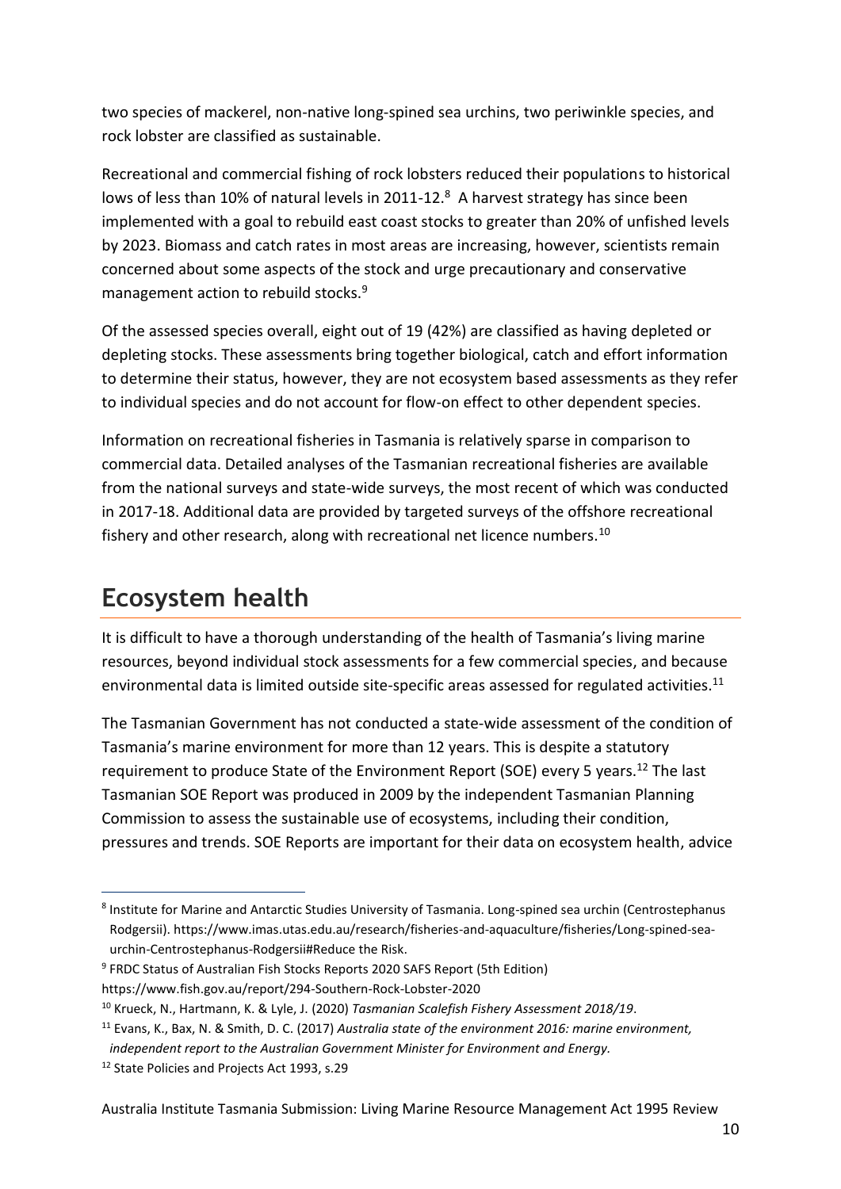two species of mackerel, non-native long-spined sea urchins, two periwinkle species, and rock lobster are classified as sustainable.

Recreational and commercial fishing of rock lobsters reduced their populations to historical lows of less than 10% of natural levels in 2011-12.[8] A harvest strategy has since been implemented with a goal to rebuild east coast stocks to greater than 20% of unfished levels by 2023. Biomass and catch rates in most areas are increasing, however, scientists remain concerned about some aspects of the stock and urge precautionary and conservative management action to rebuild stocks.[9]

Of the assessed species overall, eight out of 19 (42%) are classified as having depleted or depleting stocks. These assessments bring together biological, catch and effort information to determine their status, however, they are not ecosystem based assessments as they refer to individual species and do not account for flow-on effect to other dependent species.

Information on recreational fisheries in Tasmania is relatively sparse in comparison to commercial data. Detailed analyses of the Tasmanian recreational fisheries are available from the national surveys and state-wide surveys, the most recent of which was conducted in 2017-18. Additional data are provided by targeted surveys of the offshore recreational fishery and other research, along with recreational net licence numbers.[10]

## Ecosystem health

It is difficult to have a thorough understanding of the health of Tasmania's living marine resources, beyond individual stock assessments for a few commercial species, and because environmental data is limited outside site-specific areas assessed for regulated activities.[11]

The Tasmanian Government has not conducted a state-wide assessment of the condition of Tasmania's marine environment for more than 12 years. This is despite a statutory requirement to produce State of the Environment Report (SOE) every 5 years.[12] The last Tasmanian SOE Report was produced in 2009 by the independent Tasmanian Planning Commission to assess the sustainable use of ecosystems, including their condition, pressures and trends. SOE Reports are important for their data on ecosystem health, advice

---

[8] Institute for Marine and Antarctic Studies University of Tasmania. Long-spined sea urchin (Centrostephanus Rodgersii). https://www.imas.utas.edu.au/research/fisheries-and-aquaculture/fisheries/Long-spined-sea-urchin-Centrostephanus-Rodgersii#Reduce the Risk.

[9] FRDC Status of Australian Fish Stocks Reports 2020 SAFS Report (5th Edition) https://www.fish.gov.au/report/294-Southern-Rock-Lobster-2020

[10] Krueck, N., Hartmann, K. & Lyle, J. (2020) *Tasmanian Scalefish Fishery Assessment 2018/19*.

[11] Evans, K., Bax, N. & Smith, D. C. (2017) *Australia state of the environment 2016: marine environment, independent report to the Australian Government Minister for Environment and Energy.*

[12] State Policies and Projects Act 1993, s.29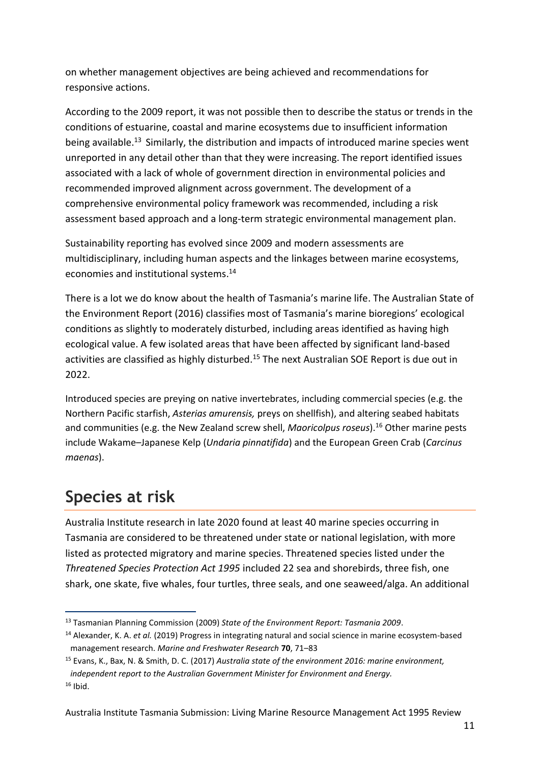on whether management objectives are being achieved and recommendations for responsive actions.

According to the 2009 report, it was not possible then to describe the status or trends in the conditions of estuarine, coastal and marine ecosystems due to insufficient information being available.[13] Similarly, the distribution and impacts of introduced marine species went unreported in any detail other than that they were increasing. The report identified issues associated with a lack of whole of government direction in environmental policies and recommended improved alignment across government. The development of a comprehensive environmental policy framework was recommended, including a risk assessment based approach and a long-term strategic environmental management plan.

Sustainability reporting has evolved since 2009 and modern assessments are multidisciplinary, including human aspects and the linkages between marine ecosystems, economies and institutional systems.[14]

There is a lot we do know about the health of Tasmania's marine life. The Australian State of the Environment Report (2016) classifies most of Tasmania's marine bioregions' ecological conditions as slightly to moderately disturbed, including areas identified as having high ecological value. A few isolated areas that have been affected by significant land-based activities are classified as highly disturbed.[15] The next Australian SOE Report is due out in 2022.

Introduced species are preying on native invertebrates, including commercial species (e.g. the Northern Pacific starfish, *Asterias amurensis,* preys on shellfish), and altering seabed habitats and communities (e.g. the New Zealand screw shell, *Maoricolpus roseus*).[16] Other marine pests include Wakame–Japanese Kelp (*Undaria pinnatifida*) and the European Green Crab (*Carcinus maenas*).

## Species at risk

Australia Institute research in late 2020 found at least 40 marine species occurring in Tasmania are considered to be threatened under state or national legislation, with more listed as protected migratory and marine species. Threatened species listed under the *Threatened Species Protection Act 1995* included 22 sea and shorebirds, three fish, one shark, one skate, five whales, four turtles, three seals, and one seaweed/alga. An additional

---

[13] Tasmanian Planning Commission (2009) *State of the Environment Report: Tasmania 2009*.

[14] Alexander, K. A. *et al.* (2019) Progress in integrating natural and social science in marine ecosystem-based management research. *Marine and Freshwater Research* **70**, 71–83

[15] Evans, K., Bax, N. & Smith, D. C. (2017) *Australia state of the environment 2016: marine environment, independent report to the Australian Government Minister for Environment and Energy.*

[16] Ibid.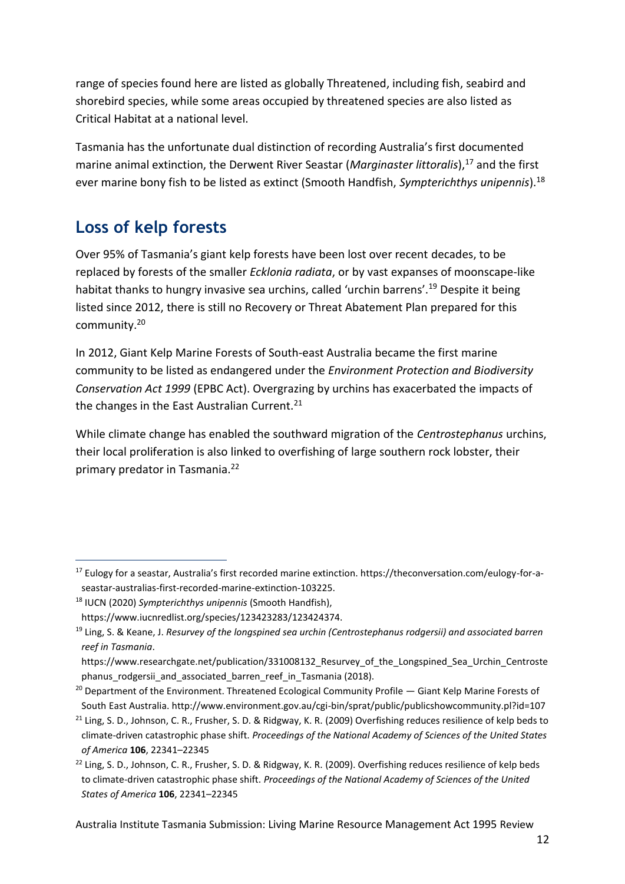range of species found here are listed as globally Threatened, including fish, seabird and shorebird species, while some areas occupied by threatened species are also listed as Critical Habitat at a national level.

Tasmania has the unfortunate dual distinction of recording Australia's first documented marine animal extinction, the Derwent River Seastar (*Marginaster littoralis*),[17] and the first ever marine bony fish to be listed as extinct (Smooth Handfish, *Sympterichthys unipennis*).[18]

## Loss of kelp forests

Over 95% of Tasmania's giant kelp forests have been lost over recent decades, to be replaced by forests of the smaller *Ecklonia radiata*, or by vast expanses of moonscape-like habitat thanks to hungry invasive sea urchins, called 'urchin barrens'.[19] Despite it being listed since 2012, there is still no Recovery or Threat Abatement Plan prepared for this community.[20]

In 2012, Giant Kelp Marine Forests of South-east Australia became the first marine community to be listed as endangered under the *Environment Protection and Biodiversity Conservation Act 1999* (EPBC Act). Overgrazing by urchins has exacerbated the impacts of the changes in the East Australian Current.[21]

While climate change has enabled the southward migration of the *Centrostephanus* urchins, their local proliferation is also linked to overfishing of large southern rock lobster, their primary predator in Tasmania.[22]

---

[17] Eulogy for a seastar, Australia's first recorded marine extinction. https://theconversation.com/eulogy-for-a-seastar-australias-first-recorded-marine-extinction-103225.

[18] IUCN (2020) *Sympterichthys unipennis* (Smooth Handfish), https://www.iucnredlist.org/species/123423283/123424374.

[19] Ling, S. & Keane, J. *Resurvey of the longspined sea urchin (Centrostephanus rodgersii) and associated barren reef in Tasmania*. https://www.researchgate.net/publication/331008132_Resurvey_of_the_Longspined_Sea_Urchin_Centrostephanus_rodgersii_and_associated_barren_reef_in_Tasmania (2018).

[20] Department of the Environment. Threatened Ecological Community Profile — Giant Kelp Marine Forests of South East Australia. http://www.environment.gov.au/cgi-bin/sprat/public/publicshowcommunity.pl?id=107

[21] Ling, S. D., Johnson, C. R., Frusher, S. D. & Ridgway, K. R. (2009) Overfishing reduces resilience of kelp beds to climate-driven catastrophic phase shift. *Proceedings of the National Academy of Sciences of the United States of America* **106**, 22341–22345

[22] Ling, S. D., Johnson, C. R., Frusher, S. D. & Ridgway, K. R. (2009). Overfishing reduces resilience of kelp beds to climate-driven catastrophic phase shift. *Proceedings of the National Academy of Sciences of the United States of America* **106**, 22341–22345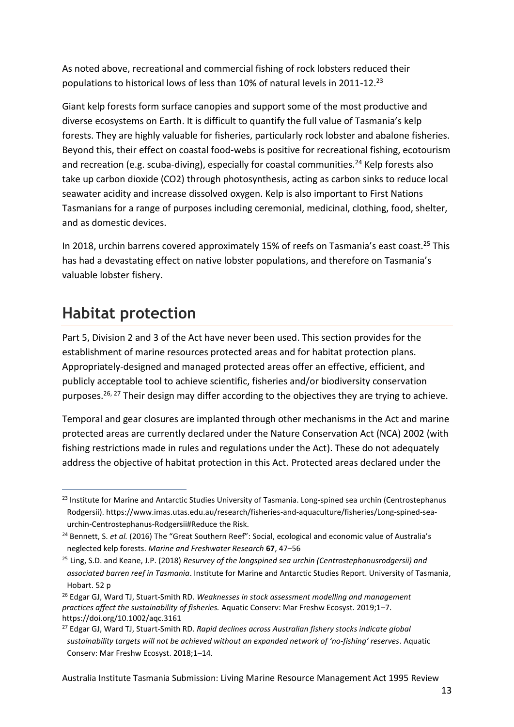As noted above, recreational and commercial fishing of rock lobsters reduced their populations to historical lows of less than 10% of natural levels in 2011-12.[23]

Giant kelp forests form surface canopies and support some of the most productive and diverse ecosystems on Earth. It is difficult to quantify the full value of Tasmania's kelp forests. They are highly valuable for fisheries, particularly rock lobster and abalone fisheries. Beyond this, their effect on coastal food-webs is positive for recreational fishing, ecotourism and recreation (e.g. scuba-diving), especially for coastal communities.[24] Kelp forests also take up carbon dioxide ($CO_2$) through photosynthesis, acting as carbon sinks to reduce local seawater acidity and increase dissolved oxygen. Kelp is also important to First Nations Tasmanians for a range of purposes including ceremonial, medicinal, clothing, food, shelter, and as domestic devices.

In 2018, urchin barrens covered approximately 15% of reefs on Tasmania's east coast.[25] This has had a devastating effect on native lobster populations, and therefore on Tasmania's valuable lobster fishery.

# Habitat protection

Part 5, Division 2 and 3 of the Act have never been used. This section provides for the establishment of marine resources protected areas and for habitat protection plans. Appropriately-designed and managed protected areas offer an effective, efficient, and publicly acceptable tool to achieve scientific, fisheries and/or biodiversity conservation purposes.[26, 27] Their design may differ according to the objectives they are trying to achieve.

Temporal and gear closures are implanted through other mechanisms in the Act and marine protected areas are currently declared under the Nature Conservation Act (NCA) 2002 (with fishing restrictions made in rules and regulations under the Act). These do not adequately address the objective of habitat protection in this Act. Protected areas declared under the

---

[23] Institute for Marine and Antarctic Studies University of Tasmania. Long-spined sea urchin (Centrostephanus Rodgersii). https://www.imas.utas.edu.au/research/fisheries-and-aquaculture/fisheries/Long-spined-sea-urchin-Centrostephanus-Rodgersii#Reduce the Risk.

[24] Bennett, S. *et al.* (2016) The "Great Southern Reef": Social, ecological and economic value of Australia's neglected kelp forests. *Marine and Freshwater Research* **67**, 47–56

[25] Ling, S.D. and Keane, J.P. (2018) *Resurvey of the longspined sea urchin (Centrostephanusrodgersii) and associated barren reef in Tasmania*. Institute for Marine and Antarctic Studies Report. University of Tasmania, Hobart. 52 p

[26] Edgar GJ, Ward TJ, Stuart-Smith RD. *Weaknesses in stock assessment modelling and management practices affect the sustainability of fisheries.* Aquatic Conserv: Mar Freshw Ecosyst. 2019;1–7. https://doi.org/10.1002/aqc.3161

[27] Edgar GJ, Ward TJ, Stuart-Smith RD. *Rapid declines across Australian fishery stocks indicate global sustainability targets will not be achieved without an expanded network of 'no-fishing' reserves*. Aquatic Conserv: Mar Freshw Ecosyst. 2018;1–14.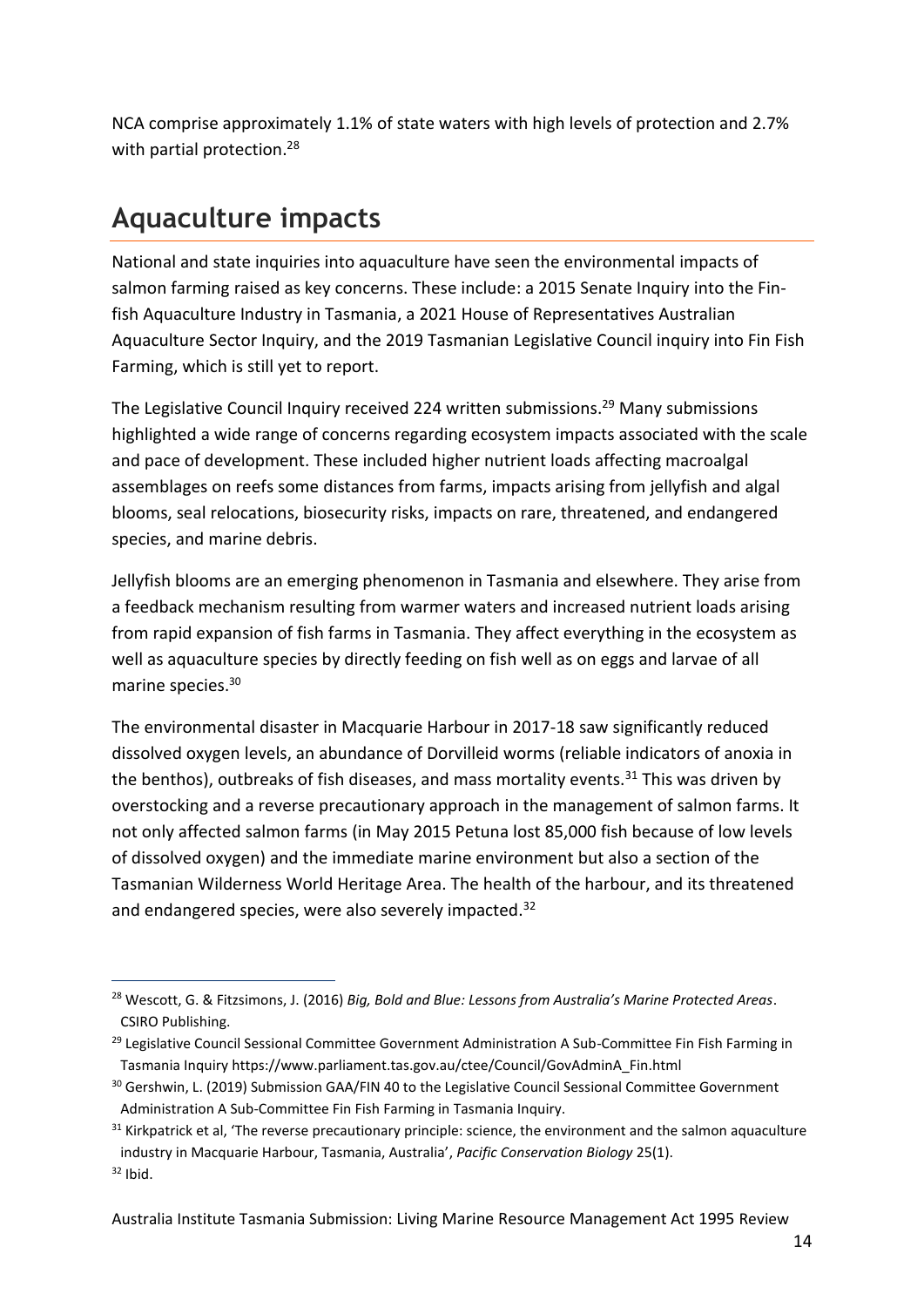NCA comprise approximately 1.1% of state waters with high levels of protection and 2.7% with partial protection.[28]

## Aquaculture impacts

National and state inquiries into aquaculture have seen the environmental impacts of salmon farming raised as key concerns. These include: a 2015 Senate Inquiry into the Fin-fish Aquaculture Industry in Tasmania, a 2021 House of Representatives Australian Aquaculture Sector Inquiry, and the 2019 Tasmanian Legislative Council inquiry into Fin Fish Farming, which is still yet to report.

The Legislative Council Inquiry received 224 written submissions.[29] Many submissions highlighted a wide range of concerns regarding ecosystem impacts associated with the scale and pace of development. These included higher nutrient loads affecting macroalgal assemblages on reefs some distances from farms, impacts arising from jellyfish and algal blooms, seal relocations, biosecurity risks, impacts on rare, threatened, and endangered species, and marine debris.

Jellyfish blooms are an emerging phenomenon in Tasmania and elsewhere. They arise from a feedback mechanism resulting from warmer waters and increased nutrient loads arising from rapid expansion of fish farms in Tasmania. They affect everything in the ecosystem as well as aquaculture species by directly feeding on fish well as on eggs and larvae of all marine species.[30]

The environmental disaster in Macquarie Harbour in 2017-18 saw significantly reduced dissolved oxygen levels, an abundance of Dorvilleid worms (reliable indicators of anoxia in the benthos), outbreaks of fish diseases, and mass mortality events.[31] This was driven by overstocking and a reverse precautionary approach in the management of salmon farms. It not only affected salmon farms (in May 2015 Petuna lost 85,000 fish because of low levels of dissolved oxygen) and the immediate marine environment but also a section of the Tasmanian Wilderness World Heritage Area. The health of the harbour, and its threatened and endangered species, were also severely impacted.[32]

---

[28] Wescott, G. & Fitzsimons, J. (2016) *Big, Bold and Blue: Lessons from Australia's Marine Protected Areas*. CSIRO Publishing.

[29] Legislative Council Sessional Committee Government Administration A Sub-Committee Fin Fish Farming in Tasmania Inquiry https://www.parliament.tas.gov.au/ctee/Council/GovAdminA_Fin.html

[30] Gershwin, L. (2019) Submission GAA/FIN 40 to the Legislative Council Sessional Committee Government Administration A Sub-Committee Fin Fish Farming in Tasmania Inquiry.

[31] Kirkpatrick et al, 'The reverse precautionary principle: science, the environment and the salmon aquaculture industry in Macquarie Harbour, Tasmania, Australia', *Pacific Conservation Biology* 25(1).

[32] Ibid.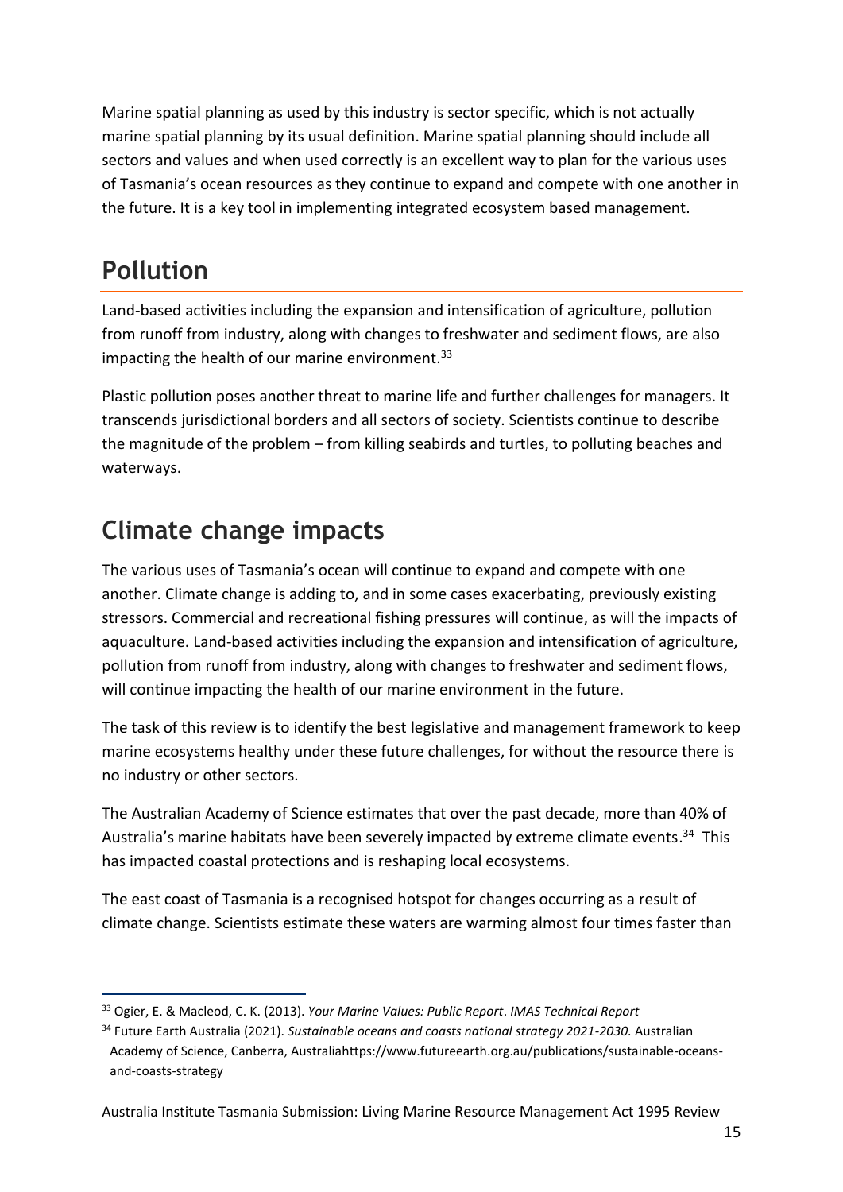Marine spatial planning as used by this industry is sector specific, which is not actually marine spatial planning by its usual definition. Marine spatial planning should include all sectors and values and when used correctly is an excellent way to plan for the various uses of Tasmania's ocean resources as they continue to expand and compete with one another in the future. It is a key tool in implementing integrated ecosystem based management.

## Pollution

Land-based activities including the expansion and intensification of agriculture, pollution from runoff from industry, along with changes to freshwater and sediment flows, are also impacting the health of our marine environment.[33]

Plastic pollution poses another threat to marine life and further challenges for managers. It transcends jurisdictional borders and all sectors of society. Scientists continue to describe the magnitude of the problem – from killing seabirds and turtles, to polluting beaches and waterways.

## Climate change impacts

The various uses of Tasmania's ocean will continue to expand and compete with one another. Climate change is adding to, and in some cases exacerbating, previously existing stressors. Commercial and recreational fishing pressures will continue, as will the impacts of aquaculture. Land-based activities including the expansion and intensification of agriculture, pollution from runoff from industry, along with changes to freshwater and sediment flows, will continue impacting the health of our marine environment in the future.

The task of this review is to identify the best legislative and management framework to keep marine ecosystems healthy under these future challenges, for without the resource there is no industry or other sectors.

The Australian Academy of Science estimates that over the past decade, more than 40% of Australia's marine habitats have been severely impacted by extreme climate events.[34] This has impacted coastal protections and is reshaping local ecosystems.

The east coast of Tasmania is a recognised hotspot for changes occurring as a result of climate change. Scientists estimate these waters are warming almost four times faster than

---

[33] Ogier, E. & Macleod, C. K. (2013). *Your Marine Values: Public Report*. *IMAS Technical Report*

[34] Future Earth Australia (2021). *Sustainable oceans and coasts national strategy 2021-2030.* Australian Academy of Science, Canberra, Australiahttps://www.futureearth.org.au/publications/sustainable-oceans-and-coasts-strategy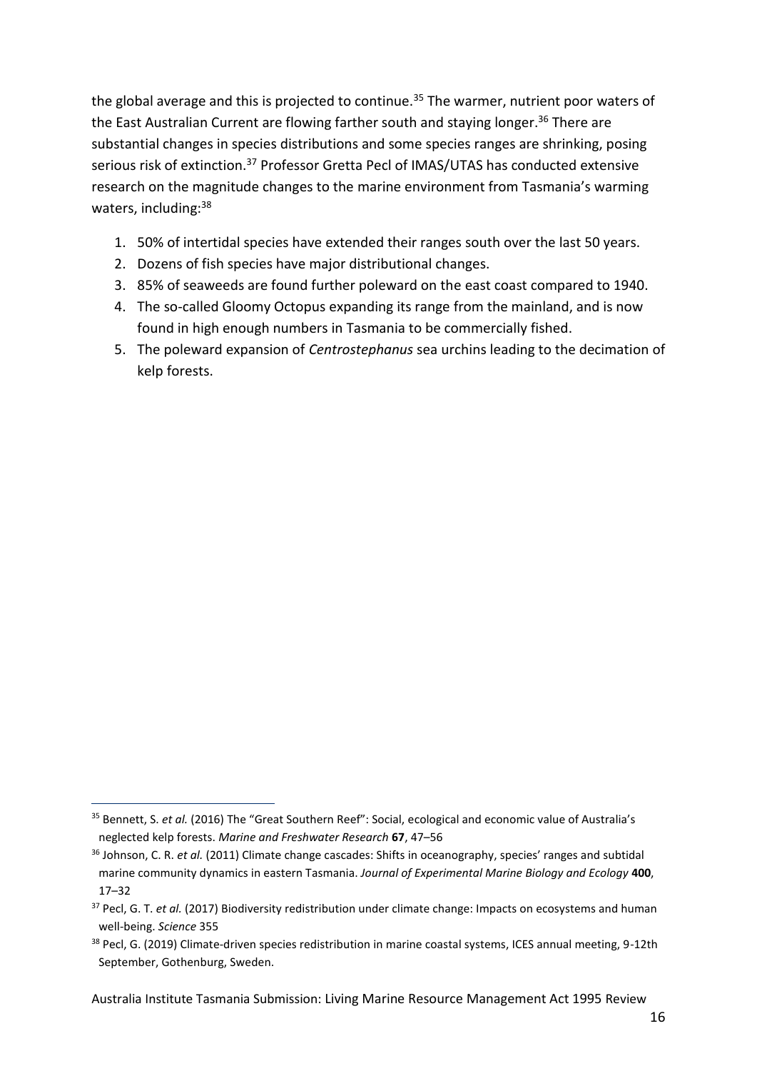the global average and this is projected to continue.[35] The warmer, nutrient poor waters of the East Australian Current are flowing farther south and staying longer.[36] There are substantial changes in species distributions and some species ranges are shrinking, posing serious risk of extinction.[37] Professor Gretta Pecl of IMAS/UTAS has conducted extensive research on the magnitude changes to the marine environment from Tasmania's warming waters, including:[38]

1. 50% of intertidal species have extended their ranges south over the last 50 years.
2. Dozens of fish species have major distributional changes.
3. 85% of seaweeds are found further poleward on the east coast compared to 1940.
4. The so-called Gloomy Octopus expanding its range from the mainland, and is now found in high enough numbers in Tasmania to be commercially fished.
5. The poleward expansion of *Centrostephanus* sea urchins leading to the decimation of kelp forests.

---

[35] Bennett, S. *et al.* (2016) The "Great Southern Reef": Social, ecological and economic value of Australia's neglected kelp forests. *Marine and Freshwater Research* **67**, 47–56

[36] Johnson, C. R. *et al.* (2011) Climate change cascades: Shifts in oceanography, species' ranges and subtidal marine community dynamics in eastern Tasmania. *Journal of Experimental Marine Biology and Ecology* **400**, 17–32

[37] Pecl, G. T. *et al.* (2017) Biodiversity redistribution under climate change: Impacts on ecosystems and human well-being. *Science* 355

[38] Pecl, G. (2019) Climate-driven species redistribution in marine coastal systems, ICES annual meeting, 9-12th September, Gothenburg, Sweden.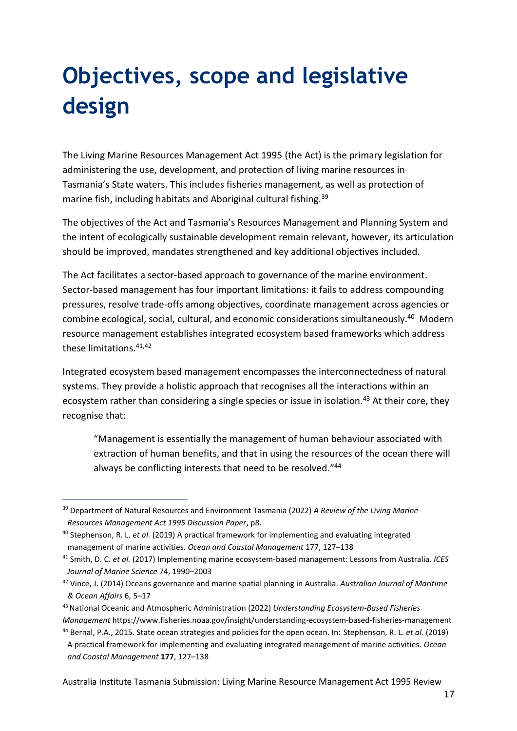# Objectives, scope and legislative design

The Living Marine Resources Management Act 1995 (the Act) is the primary legislation for administering the use, development, and protection of living marine resources in Tasmania's State waters. This includes fisheries management, as well as protection of marine fish, including habitats and Aboriginal cultural fishing.[39]

The objectives of the Act and Tasmania's Resources Management and Planning System and the intent of ecologically sustainable development remain relevant, however, its articulation should be improved, mandates strengthened and key additional objectives included.

The Act facilitates a sector-based approach to governance of the marine environment. Sector-based management has four important limitations: it fails to address compounding pressures, resolve trade-offs among objectives, coordinate management across agencies or combine ecological, social, cultural, and economic considerations simultaneously.[40] Modern resource management establishes integrated ecosystem based frameworks which address these limitations.[41,42]

Integrated ecosystem based management encompasses the interconnectedness of natural systems. They provide a holistic approach that recognises all the interactions within an ecosystem rather than considering a single species or issue in isolation.[43] At their core, they recognise that:

> "Management is essentially the management of human behaviour associated with extraction of human benefits, and that in using the resources of the ocean there will always be conflicting interests that need to be resolved."[44]

---

[39] Department of Natural Resources and Environment Tasmania (2022) *A Review of the Living Marine Resources Management Act 1995 Discussion Paper*, p8.

[40] Stephenson, R. L. *et al.* (2019) A practical framework for implementing and evaluating integrated management of marine activities. *Ocean and Coastal Management* 177, 127–138

[41] Smith, D. C. *et al.* (2017) Implementing marine ecosystem-based management: Lessons from Australia. *ICES Journal of Marine Science* 74, 1990–2003

[42] Vince, J. (2014) Oceans governance and marine spatial planning in Australia. *Australian Journal of Maritime & Ocean Affairs* 6, 5–17

[43] National Oceanic and Atmospheric Administration (2022) *Understanding Ecosystem-Based Fisheries Management* https://www.fisheries.noaa.gov/insight/understanding-ecosystem-based-fisheries-management

[44] Bernal, P.A., 2015. State ocean strategies and policies for the open ocean. In: Stephenson, R. L. *et al.* (2019) A practical framework for implementing and evaluating integrated management of marine activities. *Ocean and Coastal Management* **177**, 127–138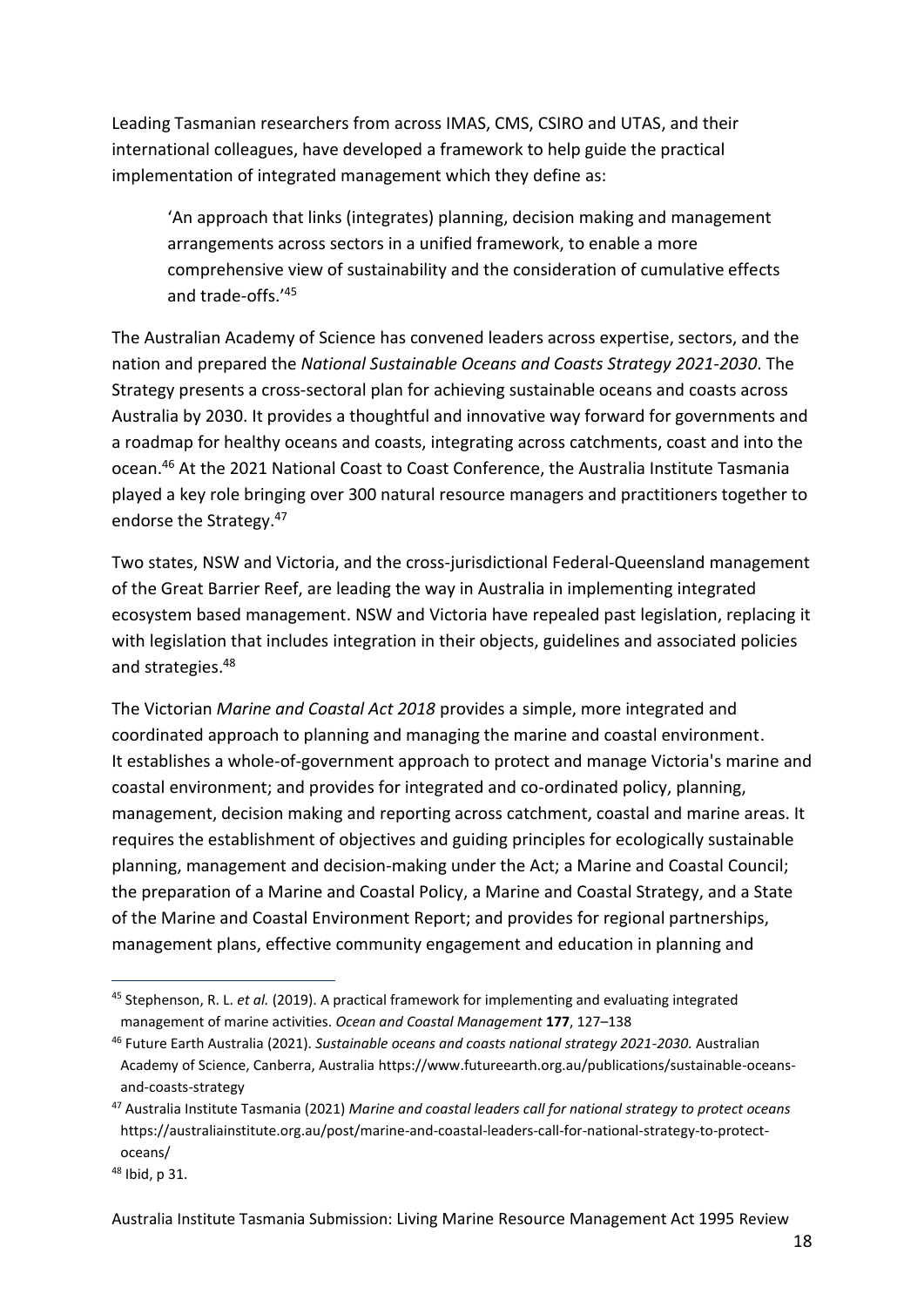Leading Tasmanian researchers from across IMAS, CMS, CSIRO and UTAS, and their international colleagues, have developed a framework to help guide the practical implementation of integrated management which they define as:

> 'An approach that links (integrates) planning, decision making and management arrangements across sectors in a unified framework, to enable a more comprehensive view of sustainability and the consideration of cumulative effects and trade-offs.'[45]

The Australian Academy of Science has convened leaders across expertise, sectors, and the nation and prepared the *National Sustainable Oceans and Coasts Strategy 2021-2030*. The Strategy presents a cross-sectoral plan for achieving sustainable oceans and coasts across Australia by 2030. It provides a thoughtful and innovative way forward for governments and a roadmap for healthy oceans and coasts, integrating across catchments, coast and into the ocean.[46] At the 2021 National Coast to Coast Conference, the Australia Institute Tasmania played a key role bringing over 300 natural resource managers and practitioners together to endorse the Strategy.[47]

Two states, NSW and Victoria, and the cross-jurisdictional Federal-Queensland management of the Great Barrier Reef, are leading the way in Australia in implementing integrated ecosystem based management. NSW and Victoria have repealed past legislation, replacing it with legislation that includes integration in their objects, guidelines and associated policies and strategies.[48]

The Victorian *Marine and Coastal Act 2018* provides a simple, more integrated and coordinated approach to planning and managing the marine and coastal environment. It establishes a whole-of-government approach to protect and manage Victoria's marine and coastal environment; and provides for integrated and co-ordinated policy, planning, management, decision making and reporting across catchment, coastal and marine areas. It requires the establishment of objectives and guiding principles for ecologically sustainable planning, management and decision-making under the Act; a Marine and Coastal Council; the preparation of a Marine and Coastal Policy, a Marine and Coastal Strategy, and a State of the Marine and Coastal Environment Report; and provides for regional partnerships, management plans, effective community engagement and education in planning and

---

[45] Stephenson, R. L. *et al.* (2019). A practical framework for implementing and evaluating integrated management of marine activities. *Ocean and Coastal Management* **177**, 127–138

[46] Future Earth Australia (2021). *Sustainable oceans and coasts national strategy 2021-2030.* Australian Academy of Science, Canberra, Australia https://www.futureearth.org.au/publications/sustainable-oceans-and-coasts-strategy

[47] Australia Institute Tasmania (2021) *Marine and coastal leaders call for national strategy to protect oceans* https://australiainstitute.org.au/post/marine-and-coastal-leaders-call-for-national-strategy-to-protect-oceans/

[48] Ibid, p 31.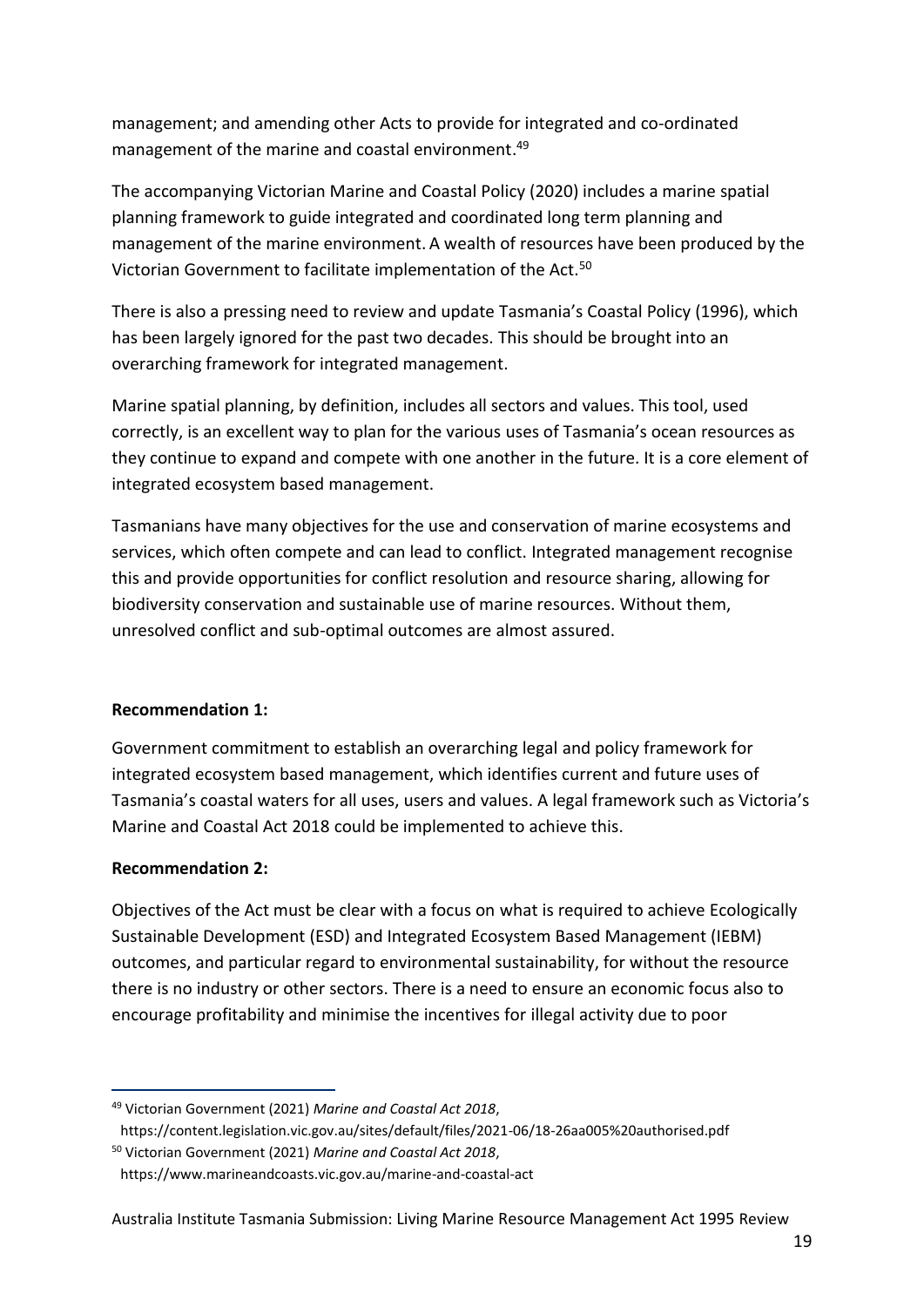management; and amending other Acts to provide for integrated and co-ordinated management of the marine and coastal environment.[49]

The accompanying Victorian Marine and Coastal Policy (2020) includes a marine spatial planning framework to guide integrated and coordinated long term planning and management of the marine environment. A wealth of resources have been produced by the Victorian Government to facilitate implementation of the Act.[50]

There is also a pressing need to review and update Tasmania's Coastal Policy (1996), which has been largely ignored for the past two decades. This should be brought into an overarching framework for integrated management.

Marine spatial planning, by definition, includes all sectors and values. This tool, used correctly, is an excellent way to plan for the various uses of Tasmania's ocean resources as they continue to expand and compete with one another in the future. It is a core element of integrated ecosystem based management.

Tasmanians have many objectives for the use and conservation of marine ecosystems and services, which often compete and can lead to conflict. Integrated management recognise this and provide opportunities for conflict resolution and resource sharing, allowing for biodiversity conservation and sustainable use of marine resources. Without them, unresolved conflict and sub-optimal outcomes are almost assured.

**Recommendation 1:**

Government commitment to establish an overarching legal and policy framework for integrated ecosystem based management, which identifies current and future uses of Tasmania's coastal waters for all uses, users and values. A legal framework such as Victoria's Marine and Coastal Act 2018 could be implemented to achieve this.

**Recommendation 2:**

Objectives of the Act must be clear with a focus on what is required to achieve Ecologically Sustainable Development (ESD) and Integrated Ecosystem Based Management (IEBM) outcomes, and particular regard to environmental sustainability, for without the resource there is no industry or other sectors. There is a need to ensure an economic focus also to encourage profitability and minimise the incentives for illegal activity due to poor

---

[49] Victorian Government (2021) *Marine and Coastal Act 2018*, https://content.legislation.vic.gov.au/sites/default/files/2021-06/18-26aa005%20authorised.pdf

[50] Victorian Government (2021) *Marine and Coastal Act 2018*, https://www.marineandcoasts.vic.gov.au/marine-and-coastal-act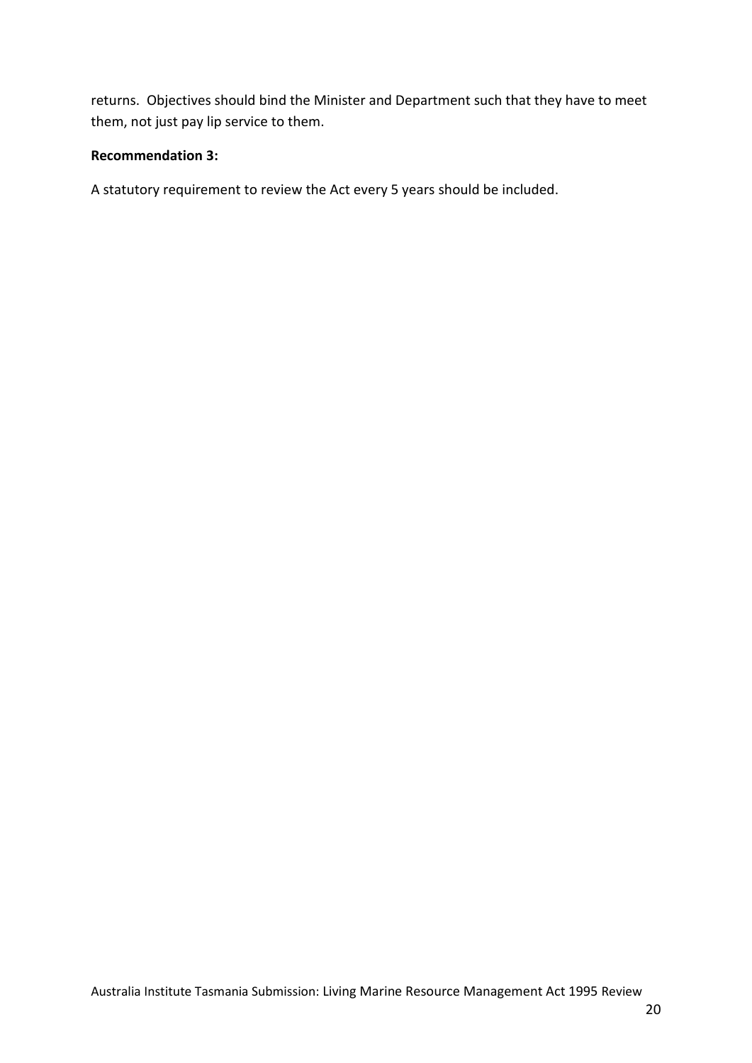returns. Objectives should bind the Minister and Department such that they have to meet them, not just pay lip service to them.

**Recommendation 3:**

A statutory requirement to review the Act every 5 years should be included.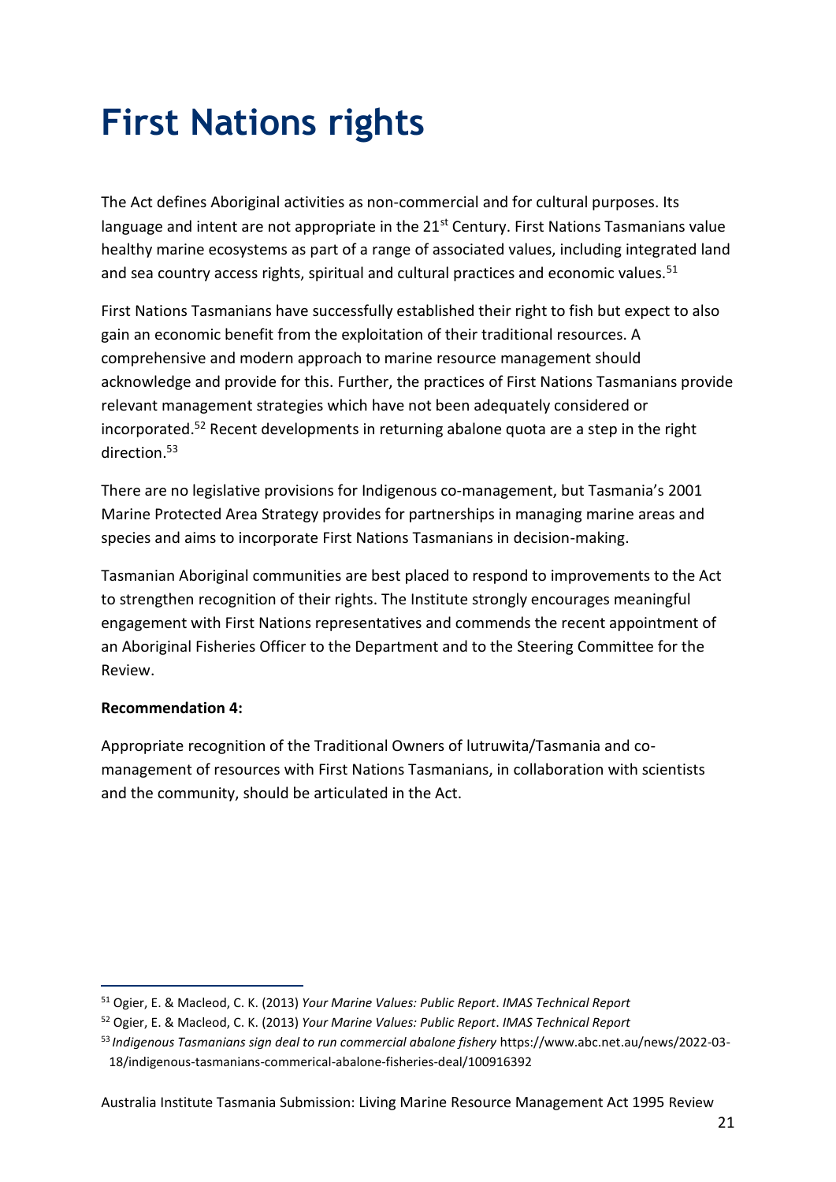# First Nations rights

The Act defines Aboriginal activities as non-commercial and for cultural purposes. Its language and intent are not appropriate in the 21st Century. First Nations Tasmanians value healthy marine ecosystems as part of a range of associated values, including integrated land and sea country access rights, spiritual and cultural practices and economic values.[51]

First Nations Tasmanians have successfully established their right to fish but expect to also gain an economic benefit from the exploitation of their traditional resources. A comprehensive and modern approach to marine resource management should acknowledge and provide for this. Further, the practices of First Nations Tasmanians provide relevant management strategies which have not been adequately considered or incorporated.[52] Recent developments in returning abalone quota are a step in the right direction.[53]

There are no legislative provisions for Indigenous co-management, but Tasmania's 2001 Marine Protected Area Strategy provides for partnerships in managing marine areas and species and aims to incorporate First Nations Tasmanians in decision-making.

Tasmanian Aboriginal communities are best placed to respond to improvements to the Act to strengthen recognition of their rights. The Institute strongly encourages meaningful engagement with First Nations representatives and commends the recent appointment of an Aboriginal Fisheries Officer to the Department and to the Steering Committee for the Review.

**Recommendation 4:**

Appropriate recognition of the Traditional Owners of lutruwita/Tasmania and co-management of resources with First Nations Tasmanians, in collaboration with scientists and the community, should be articulated in the Act.

---

[51] Ogier, E. & Macleod, C. K. (2013) *Your Marine Values: Public Report*. *IMAS Technical Report*

[52] Ogier, E. & Macleod, C. K. (2013) *Your Marine Values: Public Report*. *IMAS Technical Report*

[53] *Indigenous Tasmanians sign deal to run commercial abalone fishery* https://www.abc.net.au/news/2022-03-18/indigenous-tasmanians-commerical-abalone-fisheries-deal/100916392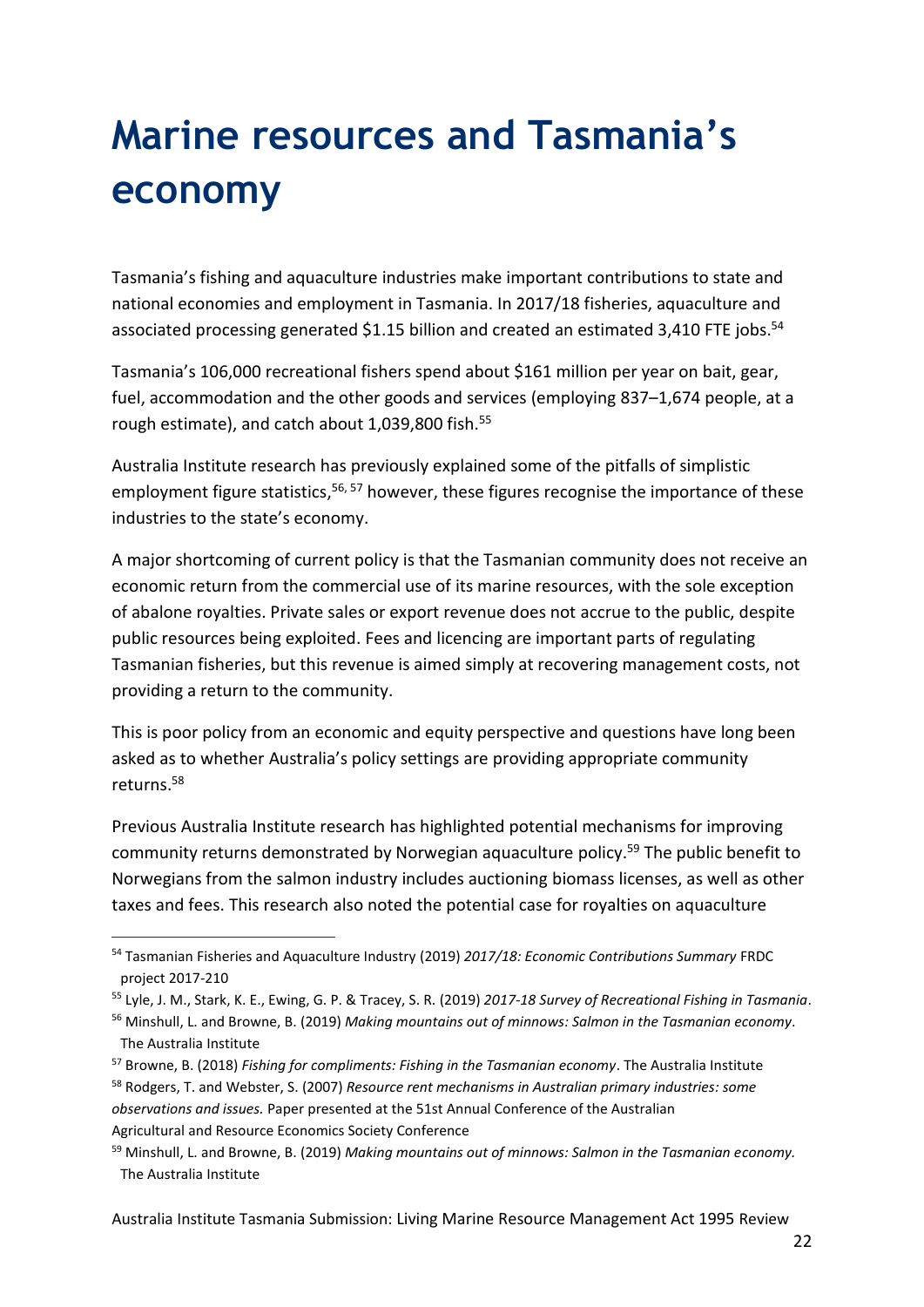# Marine resources and Tasmania's economy

Tasmania's fishing and aquaculture industries make important contributions to state and national economies and employment in Tasmania. In 2017/18 fisheries, aquaculture and associated processing generated $1.15 billion and created an estimated 3,410 FTE jobs.[54]

Tasmania's 106,000 recreational fishers spend about $161 million per year on bait, gear, fuel, accommodation and the other goods and services (employing 837–1,674 people, at a rough estimate), and catch about 1,039,800 fish.[55]

Australia Institute research has previously explained some of the pitfalls of simplistic employment figure statistics,[56, 57] however, these figures recognise the importance of these industries to the state's economy.

A major shortcoming of current policy is that the Tasmanian community does not receive an economic return from the commercial use of its marine resources, with the sole exception of abalone royalties. Private sales or export revenue does not accrue to the public, despite public resources being exploited. Fees and licencing are important parts of regulating Tasmanian fisheries, but this revenue is aimed simply at recovering management costs, not providing a return to the community.

This is poor policy from an economic and equity perspective and questions have long been asked as to whether Australia's policy settings are providing appropriate community returns.[58]

Previous Australia Institute research has highlighted potential mechanisms for improving community returns demonstrated by Norwegian aquaculture policy.[59] The public benefit to Norwegians from the salmon industry includes auctioning biomass licenses, as well as other taxes and fees. This research also noted the potential case for royalties on aquaculture

---

[54] Tasmanian Fisheries and Aquaculture Industry (2019) *2017/18: Economic Contributions Summary* FRDC project 2017-210

[55] Lyle, J. M., Stark, K. E., Ewing, G. P. & Tracey, S. R. (2019) *2017-18 Survey of Recreational Fishing in Tasmania*.

[56] Minshull, L. and Browne, B. (2019) *Making mountains out of minnows: Salmon in the Tasmanian economy*. The Australia Institute

[57] Browne, B. (2018) *Fishing for compliments: Fishing in the Tasmanian economy*. The Australia Institute

[58] Rodgers, T. and Webster, S. (2007) *Resource rent mechanisms in Australian primary industries: some observations and issues.* Paper presented at the 51st Annual Conference of the Australian Agricultural and Resource Economics Society Conference

[59] Minshull, L. and Browne, B. (2019) *Making mountains out of minnows: Salmon in the Tasmanian economy.* The Australia Institute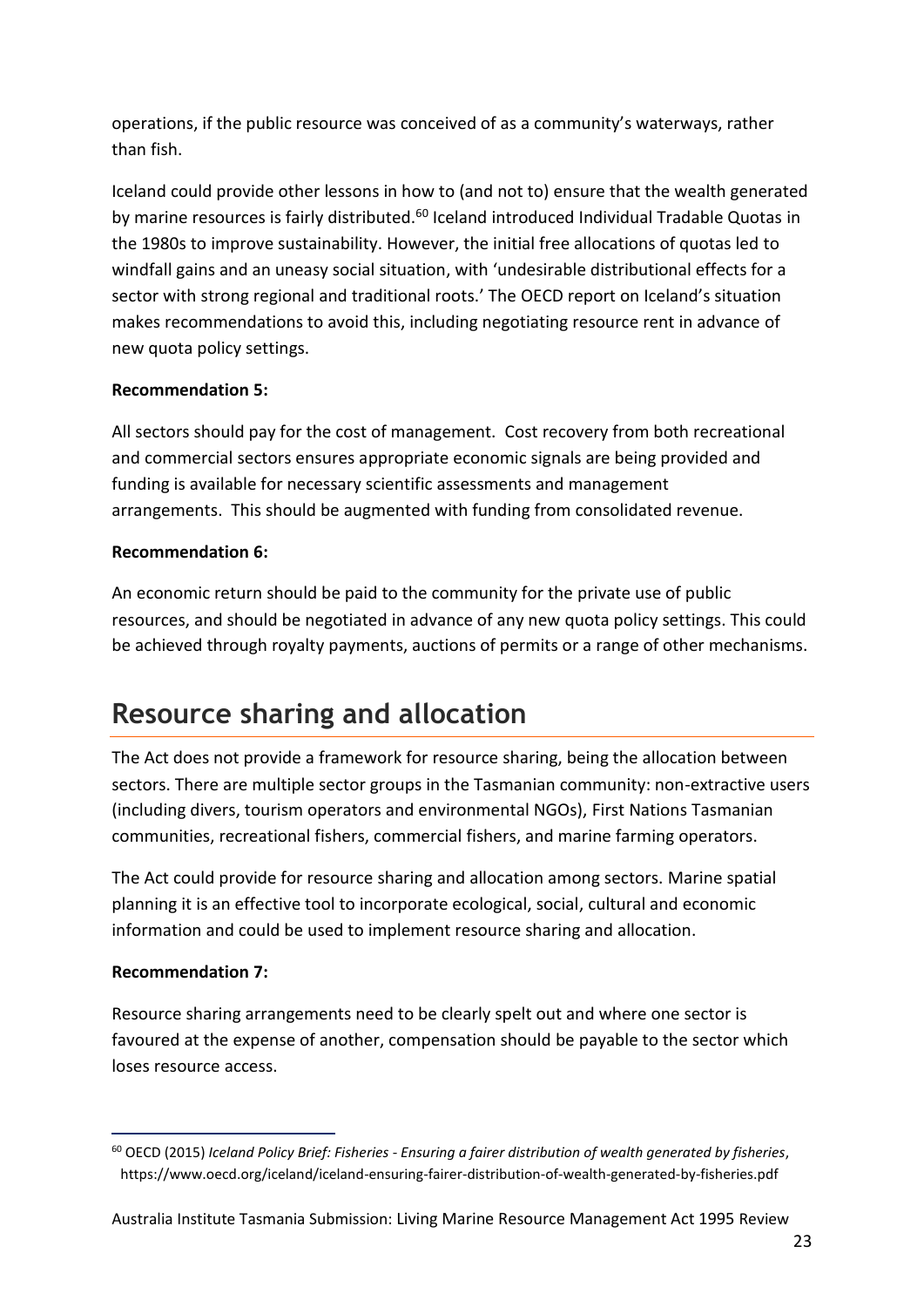operations, if the public resource was conceived of as a community's waterways, rather than fish.

Iceland could provide other lessons in how to (and not to) ensure that the wealth generated by marine resources is fairly distributed.[60] Iceland introduced Individual Tradable Quotas in the 1980s to improve sustainability. However, the initial free allocations of quotas led to windfall gains and an uneasy social situation, with 'undesirable distributional effects for a sector with strong regional and traditional roots.' The OECD report on Iceland's situation makes recommendations to avoid this, including negotiating resource rent in advance of new quota policy settings.

**Recommendation 5:**

All sectors should pay for the cost of management. Cost recovery from both recreational and commercial sectors ensures appropriate economic signals are being provided and funding is available for necessary scientific assessments and management arrangements. This should be augmented with funding from consolidated revenue.

**Recommendation 6:**

An economic return should be paid to the community for the private use of public resources, and should be negotiated in advance of any new quota policy settings. This could be achieved through royalty payments, auctions of permits or a range of other mechanisms.

# Resource sharing and allocation

The Act does not provide a framework for resource sharing, being the allocation between sectors. There are multiple sector groups in the Tasmanian community: non-extractive users (including divers, tourism operators and environmental NGOs), First Nations Tasmanian communities, recreational fishers, commercial fishers, and marine farming operators.

The Act could provide for resource sharing and allocation among sectors. Marine spatial planning it is an effective tool to incorporate ecological, social, cultural and economic information and could be used to implement resource sharing and allocation.

**Recommendation 7:**

Resource sharing arrangements need to be clearly spelt out and where one sector is favoured at the expense of another, compensation should be payable to the sector which loses resource access.

[60] OECD (2015) *Iceland Policy Brief: Fisheries - Ensuring a fairer distribution of wealth generated by fisheries*, https://www.oecd.org/iceland/iceland-ensuring-fairer-distribution-of-wealth-generated-by-fisheries.pdf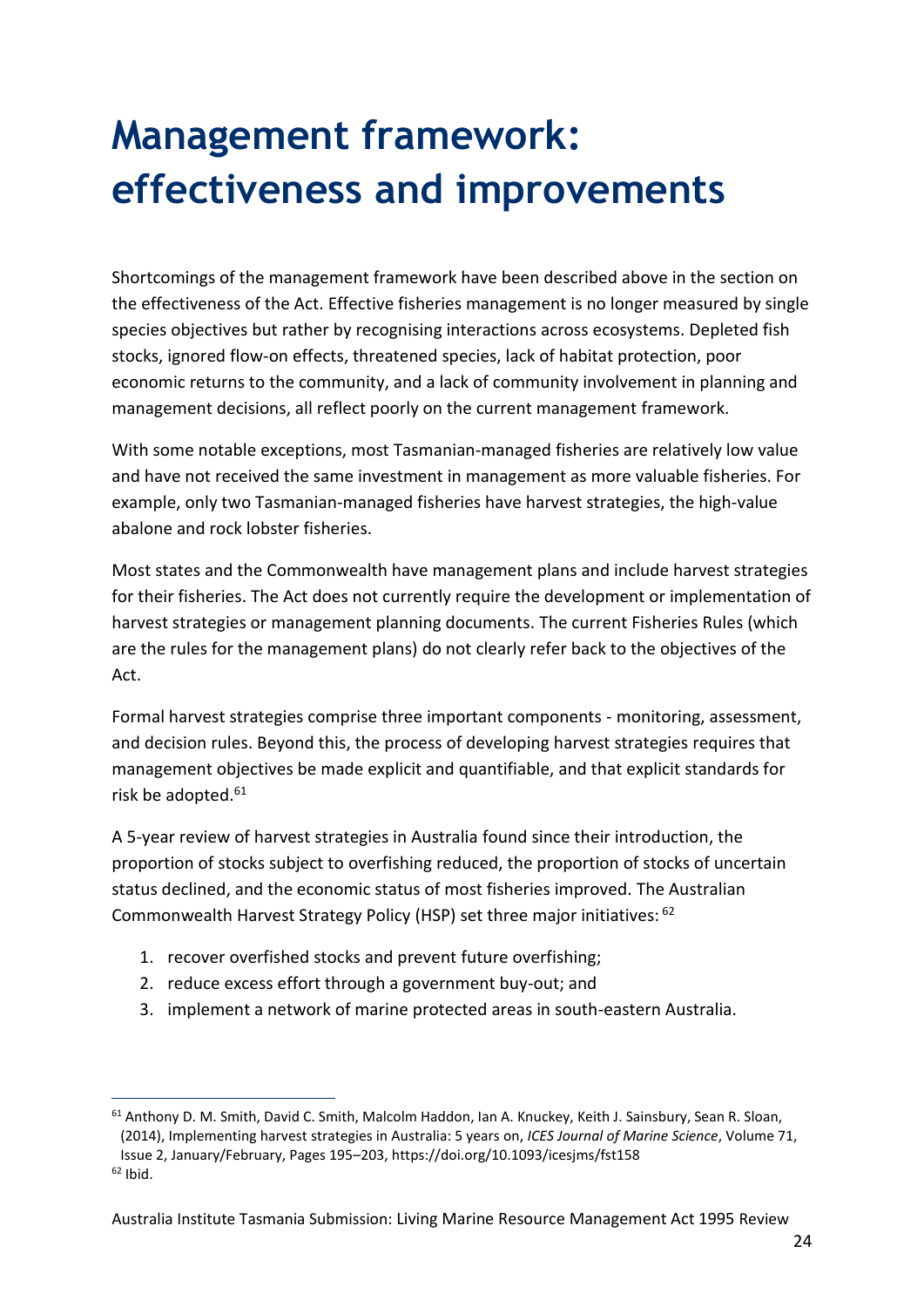# Management framework: effectiveness and improvements

Shortcomings of the management framework have been described above in the section on the effectiveness of the Act. Effective fisheries management is no longer measured by single species objectives but rather by recognising interactions across ecosystems. Depleted fish stocks, ignored flow-on effects, threatened species, lack of habitat protection, poor economic returns to the community, and a lack of community involvement in planning and management decisions, all reflect poorly on the current management framework.

With some notable exceptions, most Tasmanian-managed fisheries are relatively low value and have not received the same investment in management as more valuable fisheries. For example, only two Tasmanian-managed fisheries have harvest strategies, the high-value abalone and rock lobster fisheries.

Most states and the Commonwealth have management plans and include harvest strategies for their fisheries. The Act does not currently require the development or implementation of harvest strategies or management planning documents. The current Fisheries Rules (which are the rules for the management plans) do not clearly refer back to the objectives of the Act.

Formal harvest strategies comprise three important components - monitoring, assessment, and decision rules. Beyond this, the process of developing harvest strategies requires that management objectives be made explicit and quantifiable, and that explicit standards for risk be adopted.[61]

A 5-year review of harvest strategies in Australia found since their introduction, the proportion of stocks subject to overfishing reduced, the proportion of stocks of uncertain status declined, and the economic status of most fisheries improved. The Australian Commonwealth Harvest Strategy Policy (HSP) set three major initiatives: [62]

1. recover overfished stocks and prevent future overfishing;
2. reduce excess effort through a government buy-out; and
3. implement a network of marine protected areas in south-eastern Australia.

---

[61] Anthony D. M. Smith, David C. Smith, Malcolm Haddon, Ian A. Knuckey, Keith J. Sainsbury, Sean R. Sloan, (2014), Implementing harvest strategies in Australia: 5 years on, *ICES Journal of Marine Science*, Volume 71, Issue 2, January/February, Pages 195–203, https://doi.org/10.1093/icesjms/fst158

[62] Ibid.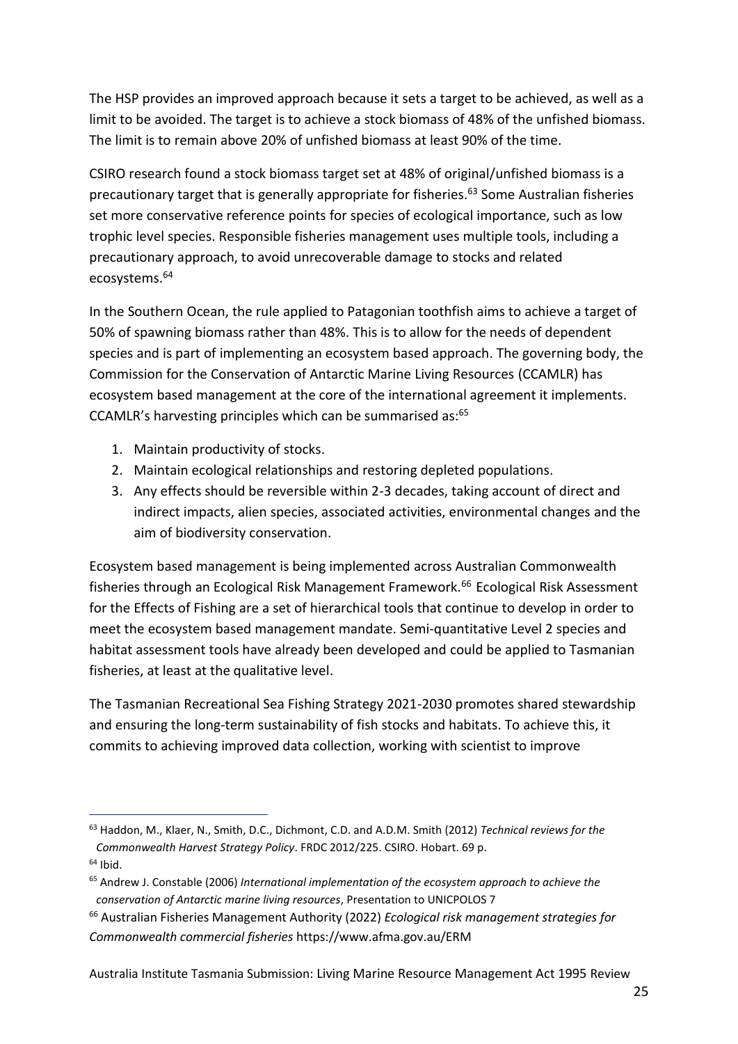The HSP provides an improved approach because it sets a target to be achieved, as well as a limit to be avoided. The target is to achieve a stock biomass of 48% of the unfished biomass. The limit is to remain above 20% of unfished biomass at least 90% of the time.

CSIRO research found a stock biomass target set at 48% of original/unfished biomass is a precautionary target that is generally appropriate for fisheries.[63] Some Australian fisheries set more conservative reference points for species of ecological importance, such as low trophic level species. Responsible fisheries management uses multiple tools, including a precautionary approach, to avoid unrecoverable damage to stocks and related ecosystems.[64]

In the Southern Ocean, the rule applied to Patagonian toothfish aims to achieve a target of 50% of spawning biomass rather than 48%. This is to allow for the needs of dependent species and is part of implementing an ecosystem based approach. The governing body, the Commission for the Conservation of Antarctic Marine Living Resources (CCAMLR) has ecosystem based management at the core of the international agreement it implements. CCAMLR's harvesting principles which can be summarised as:[65]

1. Maintain productivity of stocks.
2. Maintain ecological relationships and restoring depleted populations.
3. Any effects should be reversible within 2-3 decades, taking account of direct and indirect impacts, alien species, associated activities, environmental changes and the aim of biodiversity conservation.

Ecosystem based management is being implemented across Australian Commonwealth fisheries through an Ecological Risk Management Framework.[66] Ecological Risk Assessment for the Effects of Fishing are a set of hierarchical tools that continue to develop in order to meet the ecosystem based management mandate. Semi-quantitative Level 2 species and habitat assessment tools have already been developed and could be applied to Tasmanian fisheries, at least at the qualitative level.

The Tasmanian Recreational Sea Fishing Strategy 2021-2030 promotes shared stewardship and ensuring the long-term sustainability of fish stocks and habitats. To achieve this, it commits to achieving improved data collection, working with scientist to improve

---

[63] Haddon, M., Klaer, N., Smith, D.C., Dichmont, C.D. and A.D.M. Smith (2012) *Technical reviews for the Commonwealth Harvest Strategy Policy*. FRDC 2012/225. CSIRO. Hobart. 69 p.

[64] Ibid.

[65] Andrew J. Constable (2006) *International implementation of the ecosystem approach to achieve the conservation of Antarctic marine living resources*, Presentation to UNICPOLOS 7

[66] Australian Fisheries Management Authority (2022) *Ecological risk management strategies for Commonwealth commercial fisheries* https://www.afma.gov.au/ERM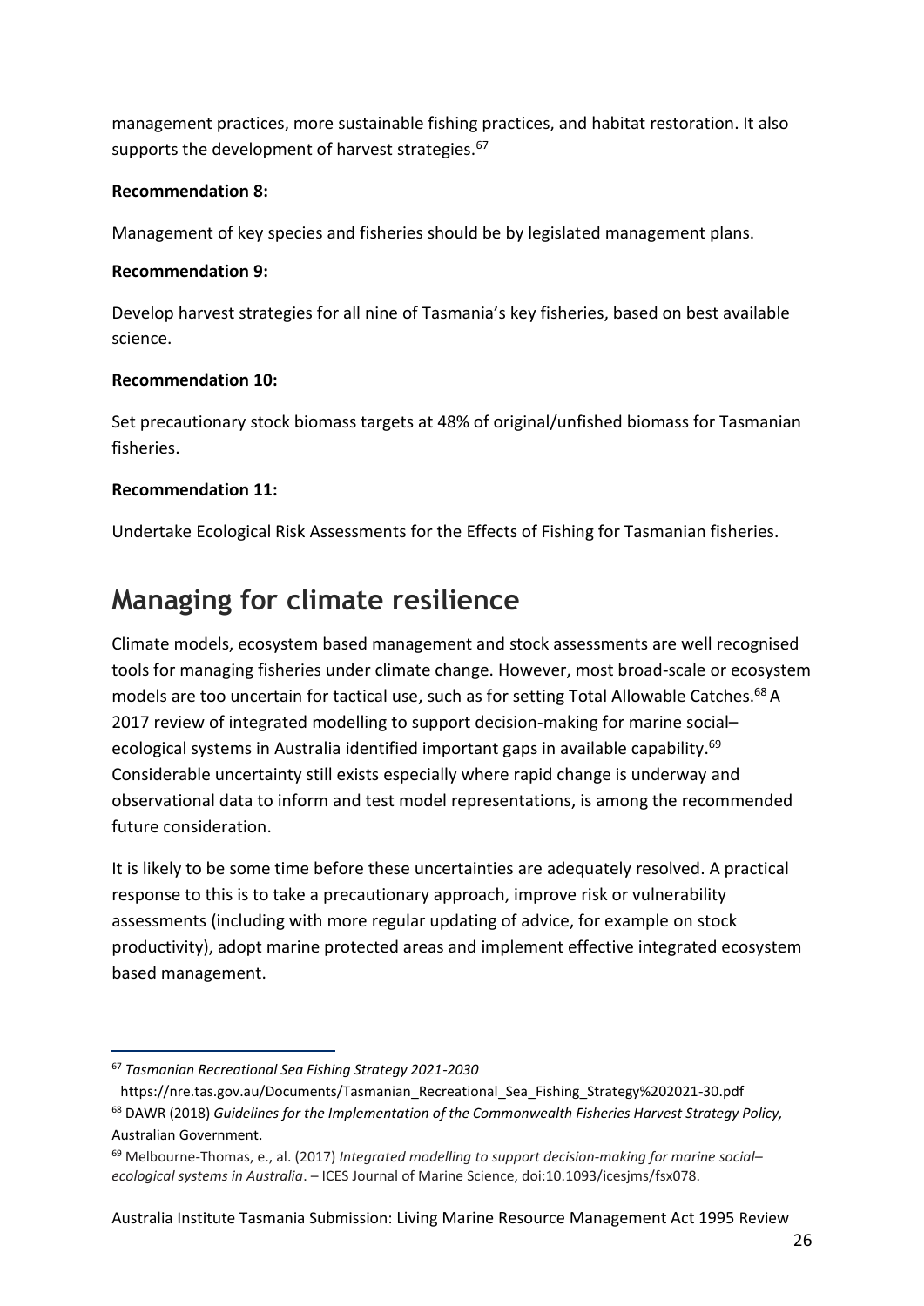management practices, more sustainable fishing practices, and habitat restoration. It also supports the development of harvest strategies.[67]

**Recommendation 8:**

Management of key species and fisheries should be by legislated management plans.

**Recommendation 9:**

Develop harvest strategies for all nine of Tasmania's key fisheries, based on best available science.

**Recommendation 10:**

Set precautionary stock biomass targets at 48% of original/unfished biomass for Tasmanian fisheries.

**Recommendation 11:**

Undertake Ecological Risk Assessments for the Effects of Fishing for Tasmanian fisheries.

## Managing for climate resilience

Climate models, ecosystem based management and stock assessments are well recognised tools for managing fisheries under climate change. However, most broad-scale or ecosystem models are too uncertain for tactical use, such as for setting Total Allowable Catches.[68] A 2017 review of integrated modelling to support decision-making for marine social–ecological systems in Australia identified important gaps in available capability.[69] Considerable uncertainty still exists especially where rapid change is underway and observational data to inform and test model representations, is among the recommended future consideration.

It is likely to be some time before these uncertainties are adequately resolved. A practical response to this is to take a precautionary approach, improve risk or vulnerability assessments (including with more regular updating of advice, for example on stock productivity), adopt marine protected areas and implement effective integrated ecosystem based management.

---

[67] *Tasmanian Recreational Sea Fishing Strategy 2021-2030* https://nre.tas.gov.au/Documents/Tasmanian_Recreational_Sea_Fishing_Strategy%202021-30.pdf

[68] DAWR (2018) *Guidelines for the Implementation of the Commonwealth Fisheries Harvest Strategy Policy,* Australian Government.

[69] Melbourne-Thomas, e., al. (2017) *Integrated modelling to support decision-making for marine social–ecological systems in Australia*. – ICES Journal of Marine Science, doi:10.1093/icesjms/fsx078.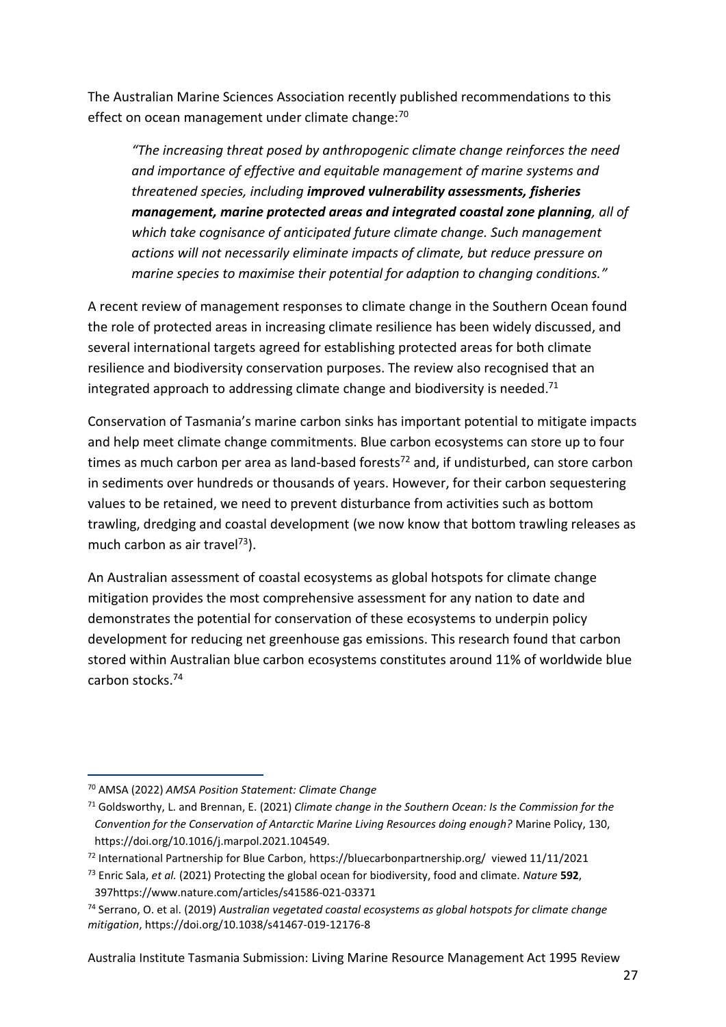The Australian Marine Sciences Association recently published recommendations to this effect on ocean management under climate change:[70]

> *"The increasing threat posed by anthropogenic climate change reinforces the need and importance of effective and equitable management of marine systems and threatened species, including **improved vulnerability assessments, fisheries management, marine protected areas and integrated coastal zone planning**, all of which take cognisance of anticipated future climate change. Such management actions will not necessarily eliminate impacts of climate, but reduce pressure on marine species to maximise their potential for adaption to changing conditions."*

A recent review of management responses to climate change in the Southern Ocean found the role of protected areas in increasing climate resilience has been widely discussed, and several international targets agreed for establishing protected areas for both climate resilience and biodiversity conservation purposes. The review also recognised that an integrated approach to addressing climate change and biodiversity is needed.[71]

Conservation of Tasmania's marine carbon sinks has important potential to mitigate impacts and help meet climate change commitments. Blue carbon ecosystems can store up to four times as much carbon per area as land-based forests[72] and, if undisturbed, can store carbon in sediments over hundreds or thousands of years. However, for their carbon sequestering values to be retained, we need to prevent disturbance from activities such as bottom trawling, dredging and coastal development (we now know that bottom trawling releases as much carbon as air travel[73]).

An Australian assessment of coastal ecosystems as global hotspots for climate change mitigation provides the most comprehensive assessment for any nation to date and demonstrates the potential for conservation of these ecosystems to underpin policy development for reducing net greenhouse gas emissions. This research found that carbon stored within Australian blue carbon ecosystems constitutes around 11% of worldwide blue carbon stocks.[74]

---

[70] AMSA (2022) *AMSA Position Statement: Climate Change*

[71] Goldsworthy, L. and Brennan, E. (2021) *Climate change in the Southern Ocean: Is the Commission for the Convention for the Conservation of Antarctic Marine Living Resources doing enough?* Marine Policy, 130, https://doi.org/10.1016/j.marpol.2021.104549.

[72] International Partnership for Blue Carbon, https://bluecarbonpartnership.org/ viewed 11/11/2021

[73] Enric Sala, *et al.* (2021) Protecting the global ocean for biodiversity, food and climate. *Nature* **592**, 397https://www.nature.com/articles/s41586-021-03371

[74] Serrano, O. et al. (2019) *Australian vegetated coastal ecosystems as global hotspots for climate change mitigation*, https://doi.org/10.1038/s41467-019-12176-8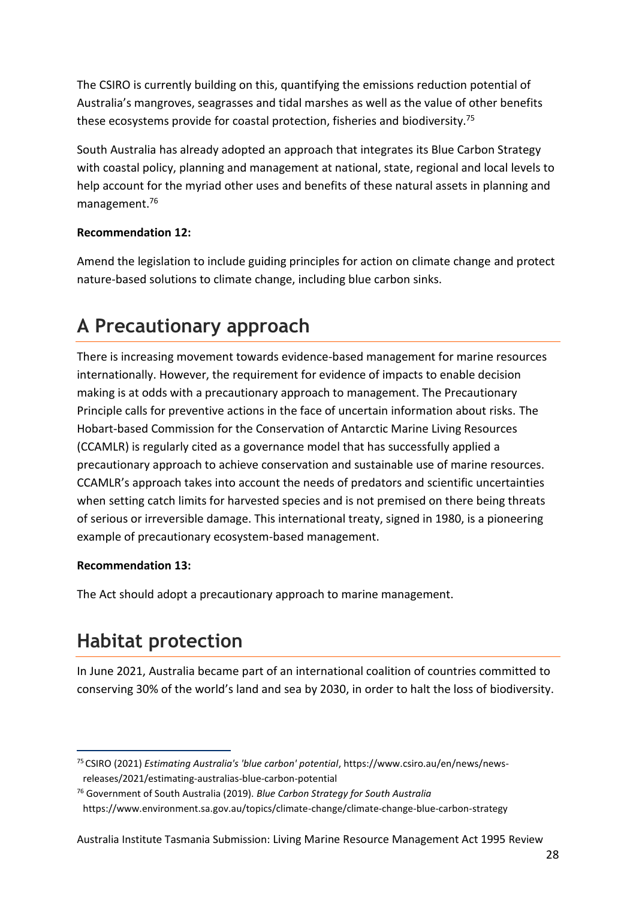The CSIRO is currently building on this, quantifying the emissions reduction potential of Australia's mangroves, seagrasses and tidal marshes as well as the value of other benefits these ecosystems provide for coastal protection, fisheries and biodiversity.[75]

South Australia has already adopted an approach that integrates its Blue Carbon Strategy with coastal policy, planning and management at national, state, regional and local levels to help account for the myriad other uses and benefits of these natural assets in planning and management.[76]

**Recommendation 12:**

Amend the legislation to include guiding principles for action on climate change and protect nature-based solutions to climate change, including blue carbon sinks.

# A Precautionary approach

There is increasing movement towards evidence-based management for marine resources internationally. However, the requirement for evidence of impacts to enable decision making is at odds with a precautionary approach to management. The Precautionary Principle calls for preventive actions in the face of uncertain information about risks. The Hobart-based Commission for the Conservation of Antarctic Marine Living Resources (CCAMLR) is regularly cited as a governance model that has successfully applied a precautionary approach to achieve conservation and sustainable use of marine resources. CCAMLR's approach takes into account the needs of predators and scientific uncertainties when setting catch limits for harvested species and is not premised on there being threats of serious or irreversible damage. This international treaty, signed in 1980, is a pioneering example of precautionary ecosystem-based management.

**Recommendation 13:**

The Act should adopt a precautionary approach to marine management.

# Habitat protection

In June 2021, Australia became part of an international coalition of countries committed to conserving 30% of the world's land and sea by 2030, in order to halt the loss of biodiversity.

---

[75] CSIRO (2021) *Estimating Australia's 'blue carbon' potential*, https://www.csiro.au/en/news/news-releases/2021/estimating-australias-blue-carbon-potential

[76] Government of South Australia (2019). *Blue Carbon Strategy for South Australia* https://www.environment.sa.gov.au/topics/climate-change/climate-change-blue-carbon-strategy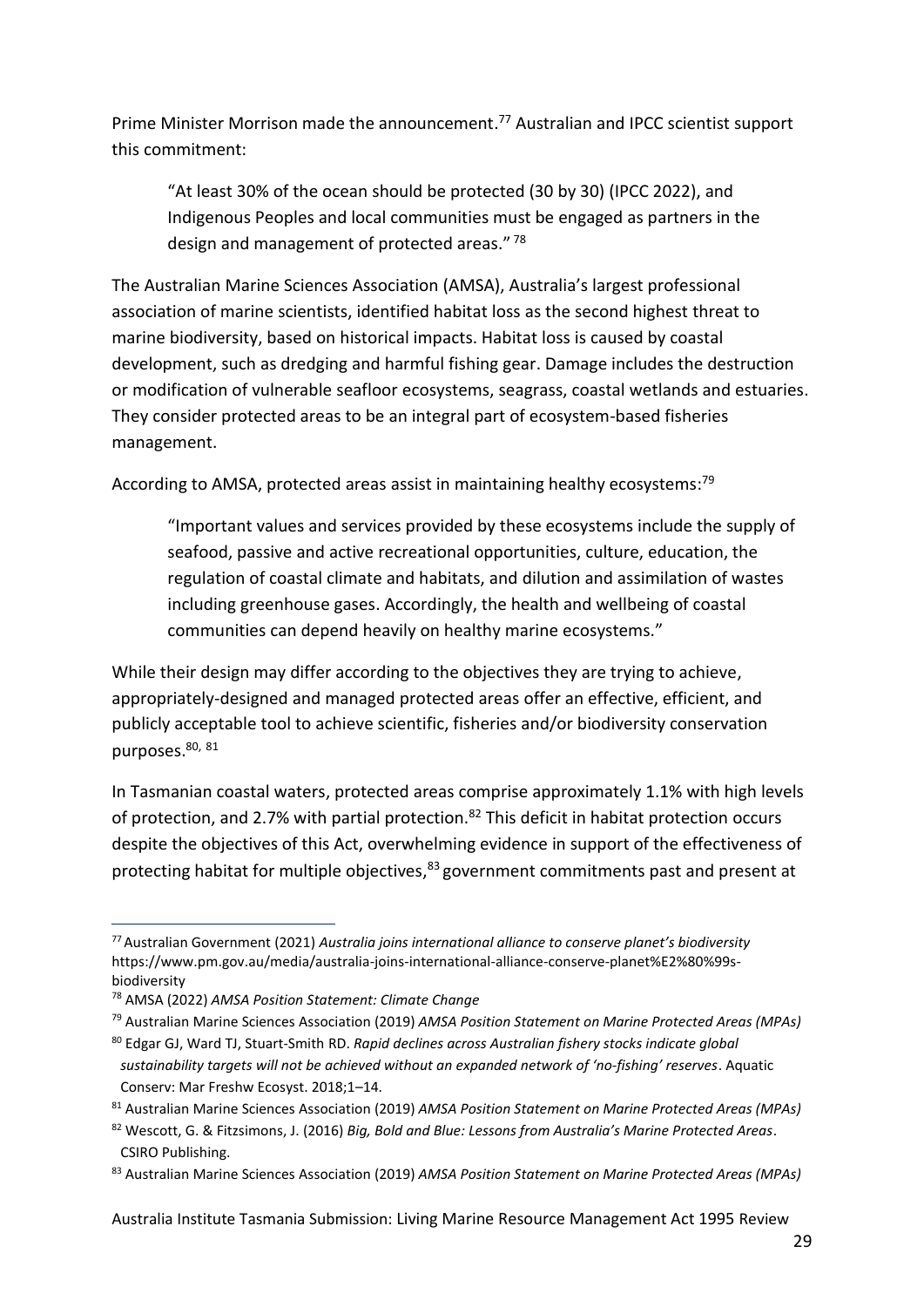Prime Minister Morrison made the announcement.[77] Australian and IPCC scientist support this commitment:

> "At least 30% of the ocean should be protected (30 by 30) (IPCC 2022), and Indigenous Peoples and local communities must be engaged as partners in the design and management of protected areas." [78]

The Australian Marine Sciences Association (AMSA), Australia's largest professional association of marine scientists, identified habitat loss as the second highest threat to marine biodiversity, based on historical impacts. Habitat loss is caused by coastal development, such as dredging and harmful fishing gear. Damage includes the destruction or modification of vulnerable seafloor ecosystems, seagrass, coastal wetlands and estuaries. They consider protected areas to be an integral part of ecosystem-based fisheries management.

According to AMSA, protected areas assist in maintaining healthy ecosystems:[79]

> "Important values and services provided by these ecosystems include the supply of seafood, passive and active recreational opportunities, culture, education, the regulation of coastal climate and habitats, and dilution and assimilation of wastes including greenhouse gases. Accordingly, the health and wellbeing of coastal communities can depend heavily on healthy marine ecosystems."

While their design may differ according to the objectives they are trying to achieve, appropriately-designed and managed protected areas offer an effective, efficient, and publicly acceptable tool to achieve scientific, fisheries and/or biodiversity conservation purposes.[80, 81]

In Tasmanian coastal waters, protected areas comprise approximately 1.1% with high levels of protection, and 2.7% with partial protection.[82] This deficit in habitat protection occurs despite the objectives of this Act, overwhelming evidence in support of the effectiveness of protecting habitat for multiple objectives,[83] government commitments past and present at

---

[77] Australian Government (2021) *Australia joins international alliance to conserve planet's biodiversity* https://www.pm.gov.au/media/australia-joins-international-alliance-conserve-planet%E2%80%99s-biodiversity

[78] AMSA (2022) *AMSA Position Statement: Climate Change*

[79] Australian Marine Sciences Association (2019) *AMSA Position Statement on Marine Protected Areas (MPAs)*

[80] Edgar GJ, Ward TJ, Stuart-Smith RD. *Rapid declines across Australian fishery stocks indicate global sustainability targets will not be achieved without an expanded network of 'no-fishing' reserves*. Aquatic Conserv: Mar Freshw Ecosyst. 2018;1–14.

[81] Australian Marine Sciences Association (2019) *AMSA Position Statement on Marine Protected Areas (MPAs)*

[82] Wescott, G. & Fitzsimons, J. (2016) *Big, Bold and Blue: Lessons from Australia's Marine Protected Areas*. CSIRO Publishing.

[83] Australian Marine Sciences Association (2019) *AMSA Position Statement on Marine Protected Areas (MPAs)*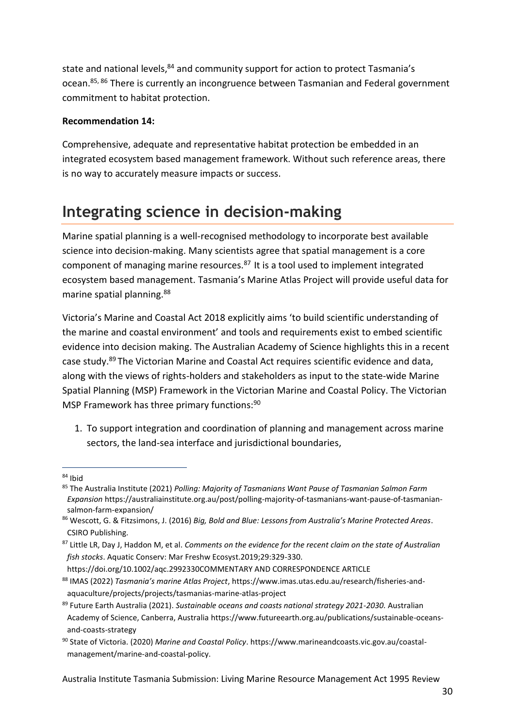state and national levels,[84] and community support for action to protect Tasmania's ocean.[85, 86] There is currently an incongruence between Tasmanian and Federal government commitment to habitat protection.

**Recommendation 14:**

Comprehensive, adequate and representative habitat protection be embedded in an integrated ecosystem based management framework. Without such reference areas, there is no way to accurately measure impacts or success.

## Integrating science in decision-making

Marine spatial planning is a well-recognised methodology to incorporate best available science into decision-making. Many scientists agree that spatial management is a core component of managing marine resources.[87] It is a tool used to implement integrated ecosystem based management. Tasmania's Marine Atlas Project will provide useful data for marine spatial planning.[88]

Victoria's Marine and Coastal Act 2018 explicitly aims 'to build scientific understanding of the marine and coastal environment' and tools and requirements exist to embed scientific evidence into decision making. The Australian Academy of Science highlights this in a recent case study.[89] The Victorian Marine and Coastal Act requires scientific evidence and data, along with the views of rights-holders and stakeholders as input to the state-wide Marine Spatial Planning (MSP) Framework in the Victorian Marine and Coastal Policy. The Victorian MSP Framework has three primary functions:[90]

1. To support integration and coordination of planning and management across marine sectors, the land-sea interface and jurisdictional boundaries,

---

[84] Ibid

[85] The Australia Institute (2021) *Polling: Majority of Tasmanians Want Pause of Tasmanian Salmon Farm Expansion* https://australiainstitute.org.au/post/polling-majority-of-tasmanians-want-pause-of-tasmanian-salmon-farm-expansion/

[86] Wescott, G. & Fitzsimons, J. (2016) *Big, Bold and Blue: Lessons from Australia's Marine Protected Areas*. CSIRO Publishing.

[87] Little LR, Day J, Haddon M, et al. *Comments on the evidence for the recent claim on the state of Australian fish stocks*. Aquatic Conserv: Mar Freshw Ecosyst.2019;29:329-330. https://doi.org/10.1002/aqc.2992330COMMENTARY AND CORRESPONDENCE ARTICLE

[88] IMAS (2022) *Tasmania's marine Atlas Project*, https://www.imas.utas.edu.au/research/fisheries-and-aquaculture/projects/projects/tasmanias-marine-atlas-project

[89] Future Earth Australia (2021). *Sustainable oceans and coasts national strategy 2021-2030.* Australian Academy of Science, Canberra, Australia https://www.futureearth.org.au/publications/sustainable-oceans-and-coasts-strategy

[90] State of Victoria. (2020) *Marine and Coastal Policy*. https://www.marineandcoasts.vic.gov.au/coastal-management/marine-and-coastal-policy.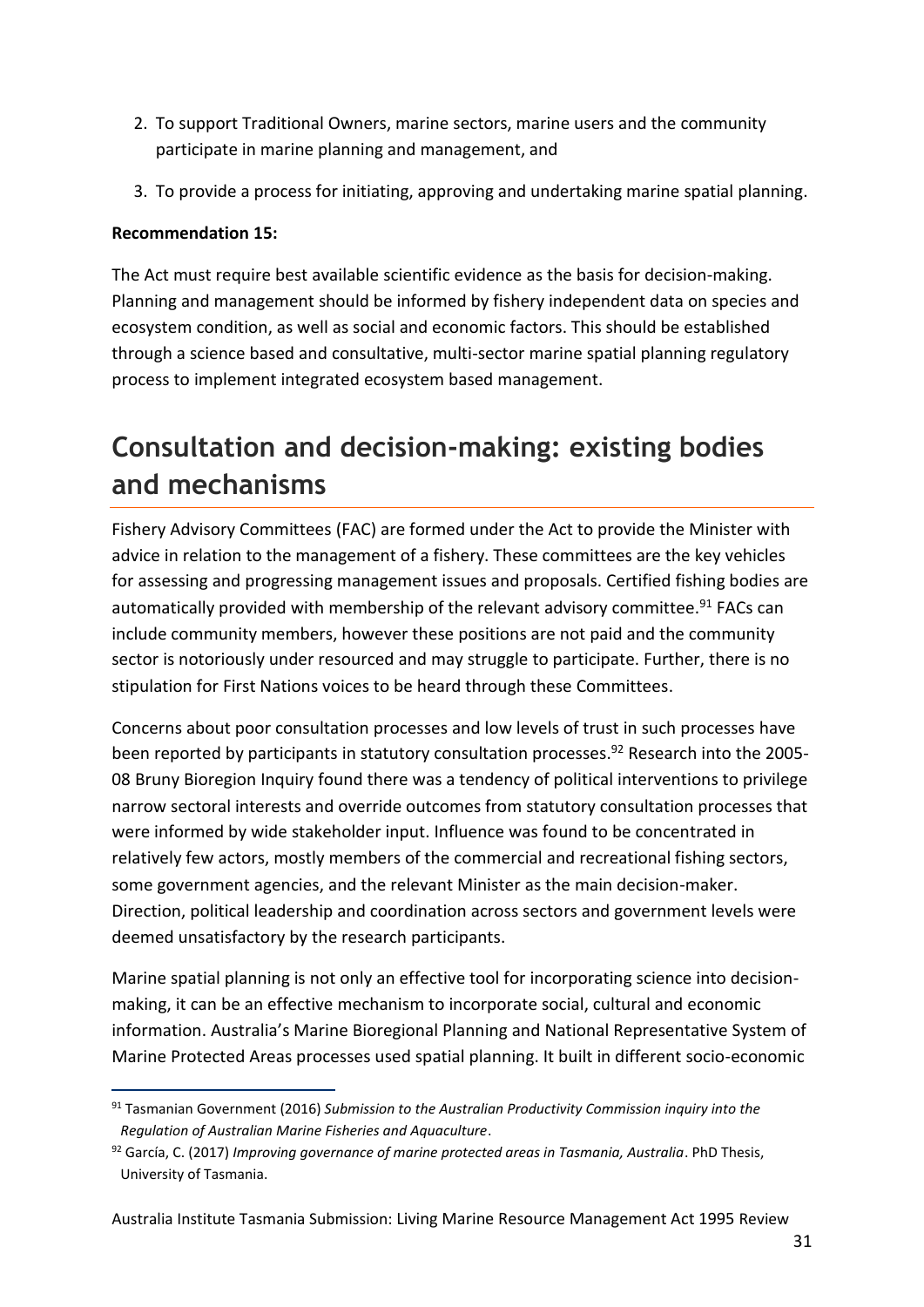2. To support Traditional Owners, marine sectors, marine users and the community participate in marine planning and management, and
3. To provide a process for initiating, approving and undertaking marine spatial planning.

**Recommendation 15:**

The Act must require best available scientific evidence as the basis for decision-making. Planning and management should be informed by fishery independent data on species and ecosystem condition, as well as social and economic factors. This should be established through a science based and consultative, multi-sector marine spatial planning regulatory process to implement integrated ecosystem based management.

# Consultation and decision-making: existing bodies and mechanisms

Fishery Advisory Committees (FAC) are formed under the Act to provide the Minister with advice in relation to the management of a fishery. These committees are the key vehicles for assessing and progressing management issues and proposals. Certified fishing bodies are automatically provided with membership of the relevant advisory committee.[91] FACs can include community members, however these positions are not paid and the community sector is notoriously under resourced and may struggle to participate. Further, there is no stipulation for First Nations voices to be heard through these Committees.

Concerns about poor consultation processes and low levels of trust in such processes have been reported by participants in statutory consultation processes.[92] Research into the 2005-08 Bruny Bioregion Inquiry found there was a tendency of political interventions to privilege narrow sectoral interests and override outcomes from statutory consultation processes that were informed by wide stakeholder input. Influence was found to be concentrated in relatively few actors, mostly members of the commercial and recreational fishing sectors, some government agencies, and the relevant Minister as the main decision-maker. Direction, political leadership and coordination across sectors and government levels were deemed unsatisfactory by the research participants.

Marine spatial planning is not only an effective tool for incorporating science into decision-making, it can be an effective mechanism to incorporate social, cultural and economic information. Australia's Marine Bioregional Planning and National Representative System of Marine Protected Areas processes used spatial planning. It built in different socio-economic

[91] Tasmanian Government (2016) *Submission to the Australian Productivity Commission inquiry into the Regulation of Australian Marine Fisheries and Aquaculture*.

[92] García, C. (2017) *Improving governance of marine protected areas in Tasmania, Australia*. PhD Thesis, University of Tasmania.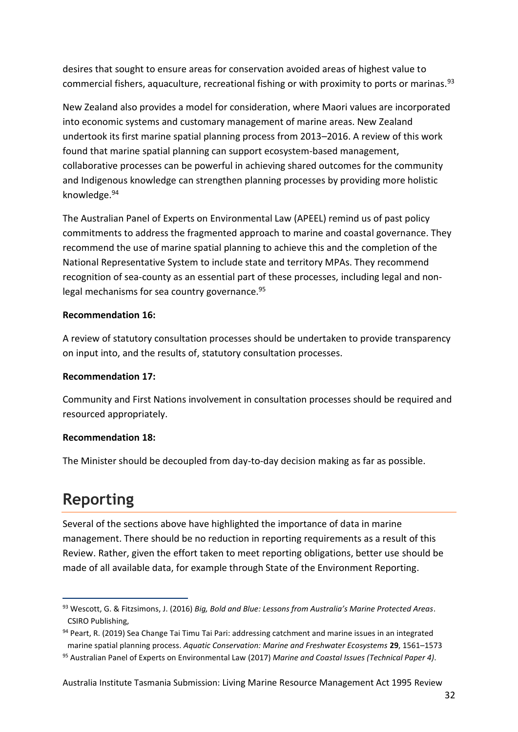desires that sought to ensure areas for conservation avoided areas of highest value to commercial fishers, aquaculture, recreational fishing or with proximity to ports or marinas.[93]

New Zealand also provides a model for consideration, where Maori values are incorporated into economic systems and customary management of marine areas. New Zealand undertook its first marine spatial planning process from 2013–2016. A review of this work found that marine spatial planning can support ecosystem-based management, collaborative processes can be powerful in achieving shared outcomes for the community and Indigenous knowledge can strengthen planning processes by providing more holistic knowledge.[94]

The Australian Panel of Experts on Environmental Law (APEEL) remind us of past policy commitments to address the fragmented approach to marine and coastal governance. They recommend the use of marine spatial planning to achieve this and the completion of the National Representative System to include state and territory MPAs. They recommend recognition of sea-county as an essential part of these processes, including legal and non-legal mechanisms for sea country governance.[95]

**Recommendation 16:**

A review of statutory consultation processes should be undertaken to provide transparency on input into, and the results of, statutory consultation processes.

**Recommendation 17:**

Community and First Nations involvement in consultation processes should be required and resourced appropriately.

**Recommendation 18:**

The Minister should be decoupled from day-to-day decision making as far as possible.

## Reporting

Several of the sections above have highlighted the importance of data in marine management. There should be no reduction in reporting requirements as a result of this Review. Rather, given the effort taken to meet reporting obligations, better use should be made of all available data, for example through State of the Environment Reporting.

---

[93] Wescott, G. & Fitzsimons, J. (2016) *Big, Bold and Blue: Lessons from Australia's Marine Protected Areas*. CSIRO Publishing,

[94] Peart, R. (2019) Sea Change Tai Timu Tai Pari: addressing catchment and marine issues in an integrated marine spatial planning process. *Aquatic Conservation: Marine and Freshwater Ecosystems* **29**, 1561–1573

[95] Australian Panel of Experts on Environmental Law (2017) *Marine and Coastal Issues (Technical Paper 4)*.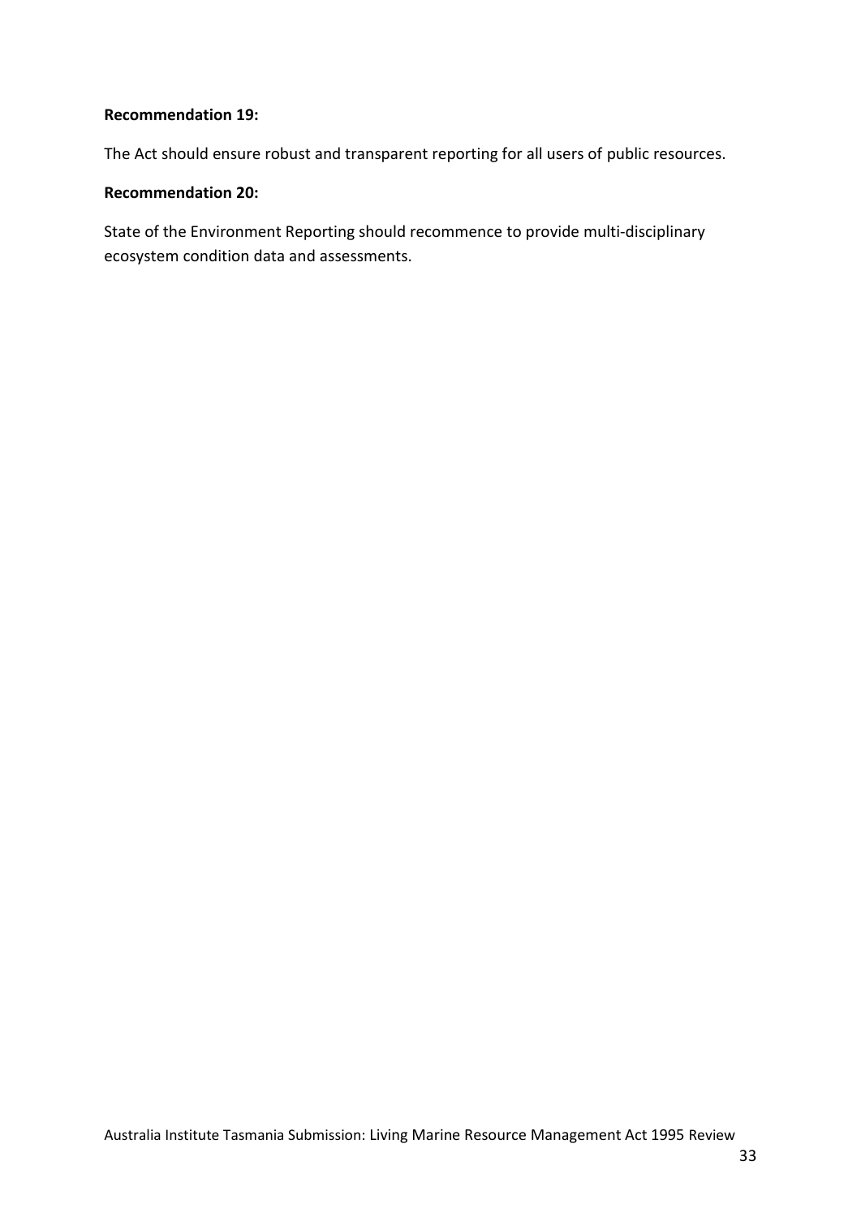**Recommendation 19:**

The Act should ensure robust and transparent reporting for all users of public resources.

**Recommendation 20:**

State of the Environment Reporting should recommence to provide multi-disciplinary ecosystem condition data and assessments.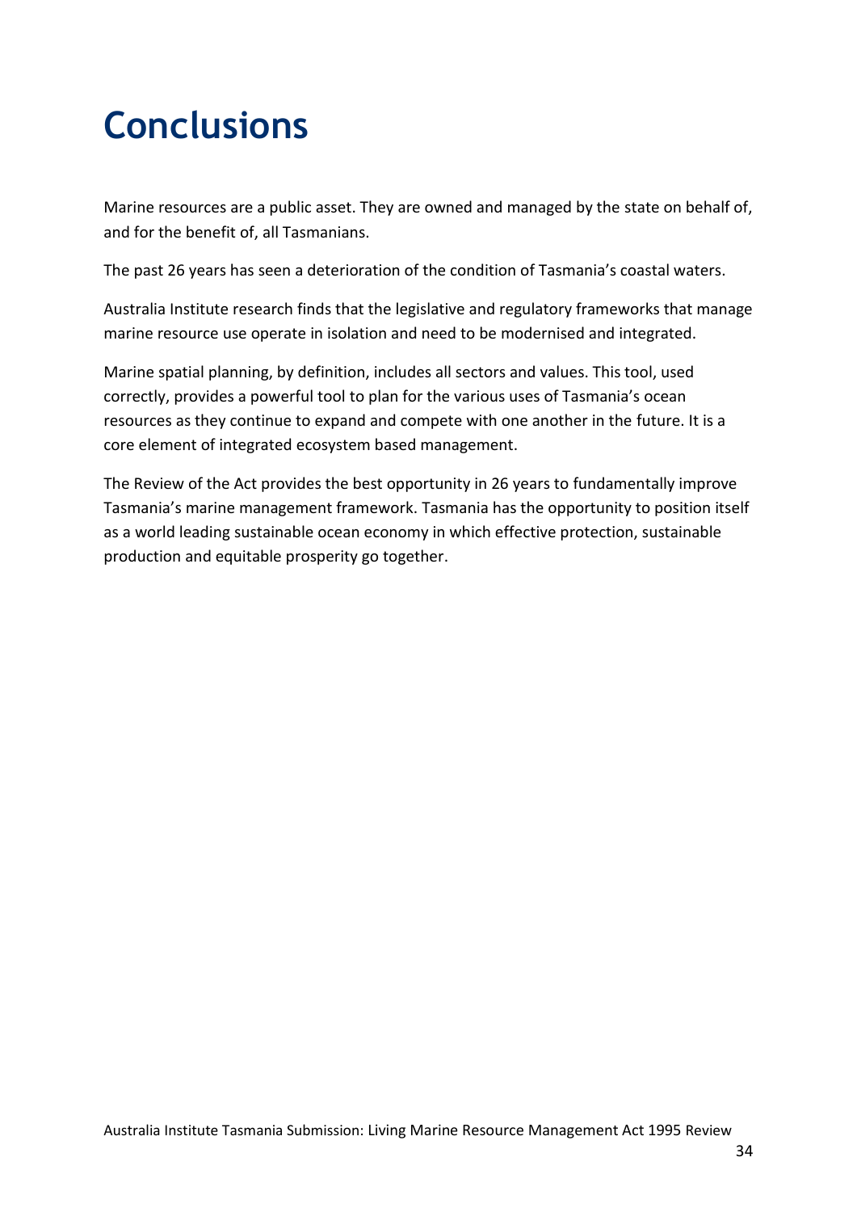# Conclusions

Marine resources are a public asset. They are owned and managed by the state on behalf of, and for the benefit of, all Tasmanians.

The past 26 years has seen a deterioration of the condition of Tasmania's coastal waters.

Australia Institute research finds that the legislative and regulatory frameworks that manage marine resource use operate in isolation and need to be modernised and integrated.

Marine spatial planning, by definition, includes all sectors and values. This tool, used correctly, provides a powerful tool to plan for the various uses of Tasmania's ocean resources as they continue to expand and compete with one another in the future. It is a core element of integrated ecosystem based management.

The Review of the Act provides the best opportunity in 26 years to fundamentally improve Tasmania's marine management framework. Tasmania has the opportunity to position itself as a world leading sustainable ocean economy in which effective protection, sustainable production and equitable prosperity go together.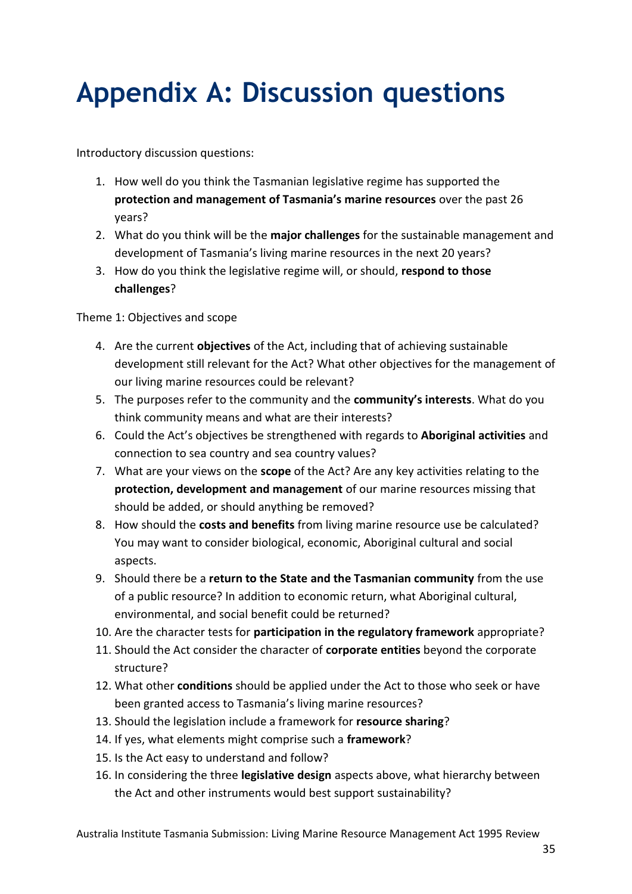# Appendix A: Discussion questions

Introductory discussion questions:

1. How well do you think the Tasmanian legislative regime has supported the **protection and management of Tasmania's marine resources** over the past 26 years?
2. What do you think will be the **major challenges** for the sustainable management and development of Tasmania's living marine resources in the next 20 years?
3. How do you think the legislative regime will, or should, **respond to those challenges**?

Theme 1: Objectives and scope

4. Are the current **objectives** of the Act, including that of achieving sustainable development still relevant for the Act? What other objectives for the management of our living marine resources could be relevant?
5. The purposes refer to the community and the **community's interests**. What do you think community means and what are their interests?
6. Could the Act's objectives be strengthened with regards to **Aboriginal activities** and connection to sea country and sea country values?
7. What are your views on the **scope** of the Act? Are any key activities relating to the **protection, development and management** of our marine resources missing that should be added, or should anything be removed?
8. How should the **costs and benefits** from living marine resource use be calculated? You may want to consider biological, economic, Aboriginal cultural and social aspects.
9. Should there be a **return to the State and the Tasmanian community** from the use of a public resource? In addition to economic return, what Aboriginal cultural, environmental, and social benefit could be returned?
10. Are the character tests for **participation in the regulatory framework** appropriate?
11. Should the Act consider the character of **corporate entities** beyond the corporate structure?
12. What other **conditions** should be applied under the Act to those who seek or have been granted access to Tasmania's living marine resources?
13. Should the legislation include a framework for **resource sharing**?
14. If yes, what elements might comprise such a **framework**?
15. Is the Act easy to understand and follow?
16. In considering the three **legislative design** aspects above, what hierarchy between the Act and other instruments would best support sustainability?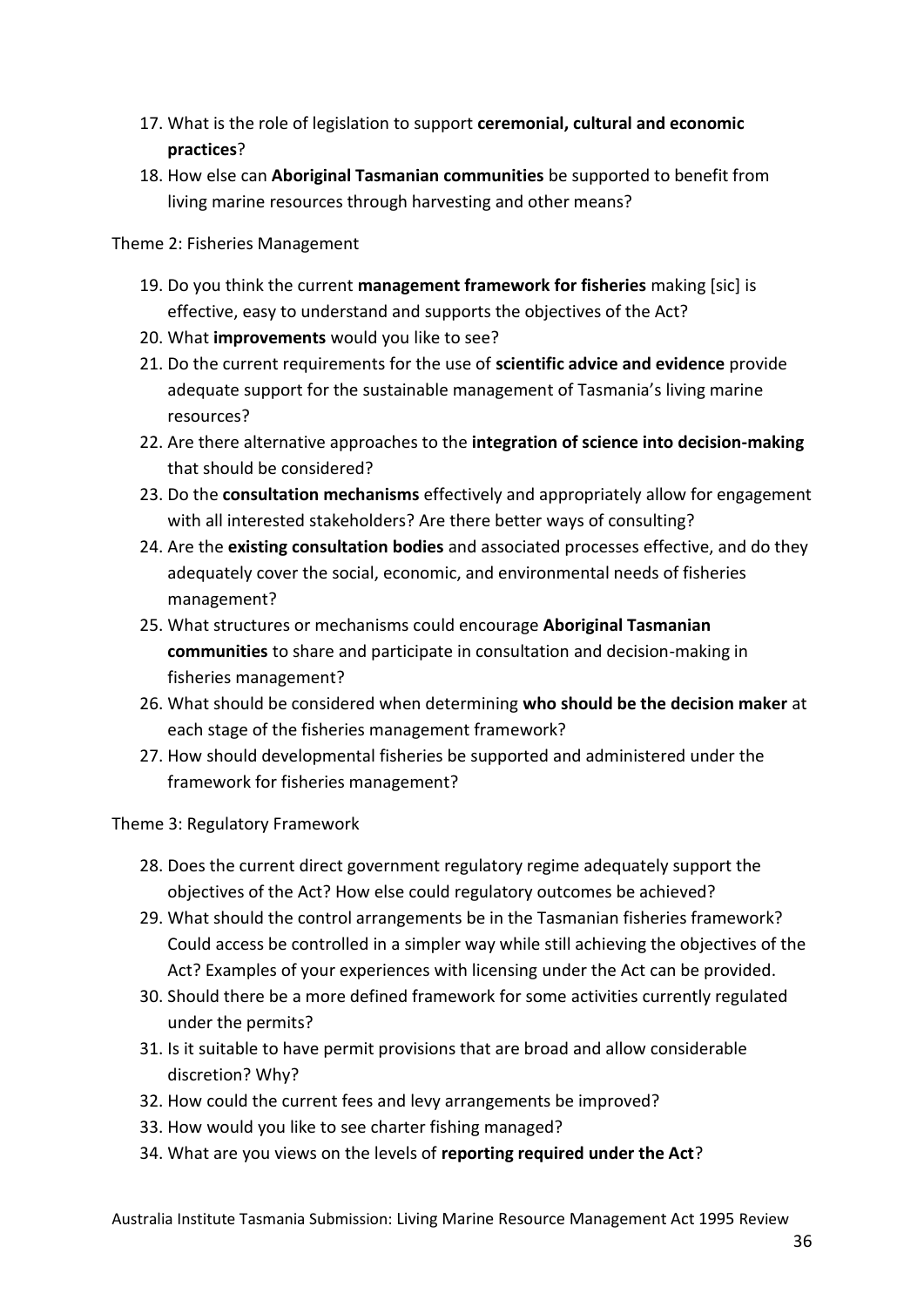17. What is the role of legislation to support **ceremonial, cultural and economic practices**?
18. How else can **Aboriginal Tasmanian communities** be supported to benefit from living marine resources through harvesting and other means?

Theme 2: Fisheries Management

19. Do you think the current **management framework for fisheries** making [sic] is effective, easy to understand and supports the objectives of the Act?
20. What **improvements** would you like to see?
21. Do the current requirements for the use of **scientific advice and evidence** provide adequate support for the sustainable management of Tasmania's living marine resources?
22. Are there alternative approaches to the **integration of science into decision-making** that should be considered?
23. Do the **consultation mechanisms** effectively and appropriately allow for engagement with all interested stakeholders? Are there better ways of consulting?
24. Are the **existing consultation bodies** and associated processes effective, and do they adequately cover the social, economic, and environmental needs of fisheries management?
25. What structures or mechanisms could encourage **Aboriginal Tasmanian communities** to share and participate in consultation and decision-making in fisheries management?
26. What should be considered when determining **who should be the decision maker** at each stage of the fisheries management framework?
27. How should developmental fisheries be supported and administered under the framework for fisheries management?

Theme 3: Regulatory Framework

28. Does the current direct government regulatory regime adequately support the objectives of the Act? How else could regulatory outcomes be achieved?
29. What should the control arrangements be in the Tasmanian fisheries framework? Could access be controlled in a simpler way while still achieving the objectives of the Act? Examples of your experiences with licensing under the Act can be provided.
30. Should there be a more defined framework for some activities currently regulated under the permits?
31. Is it suitable to have permit provisions that are broad and allow considerable discretion? Why?
32. How could the current fees and levy arrangements be improved?
33. How would you like to see charter fishing managed?
34. What are you views on the levels of **reporting required under the Act**?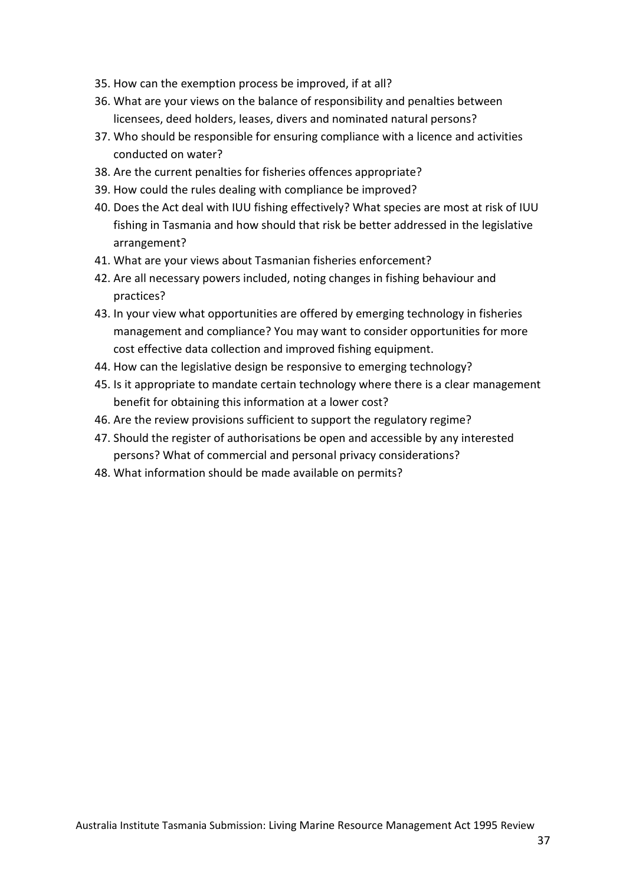35. How can the exemption process be improved, if at all?
36. What are your views on the balance of responsibility and penalties between licensees, deed holders, leases, divers and nominated natural persons?
37. Who should be responsible for ensuring compliance with a licence and activities conducted on water?
38. Are the current penalties for fisheries offences appropriate?
39. How could the rules dealing with compliance be improved?
40. Does the Act deal with IUU fishing effectively? What species are most at risk of IUU fishing in Tasmania and how should that risk be better addressed in the legislative arrangement?
41. What are your views about Tasmanian fisheries enforcement?
42. Are all necessary powers included, noting changes in fishing behaviour and practices?
43. In your view what opportunities are offered by emerging technology in fisheries management and compliance? You may want to consider opportunities for more cost effective data collection and improved fishing equipment.
44. How can the legislative design be responsive to emerging technology?
45. Is it appropriate to mandate certain technology where there is a clear management benefit for obtaining this information at a lower cost?
46. Are the review provisions sufficient to support the regulatory regime?
47. Should the register of authorisations be open and accessible by any interested persons? What of commercial and personal privacy considerations?
48. What information should be made available on permits?